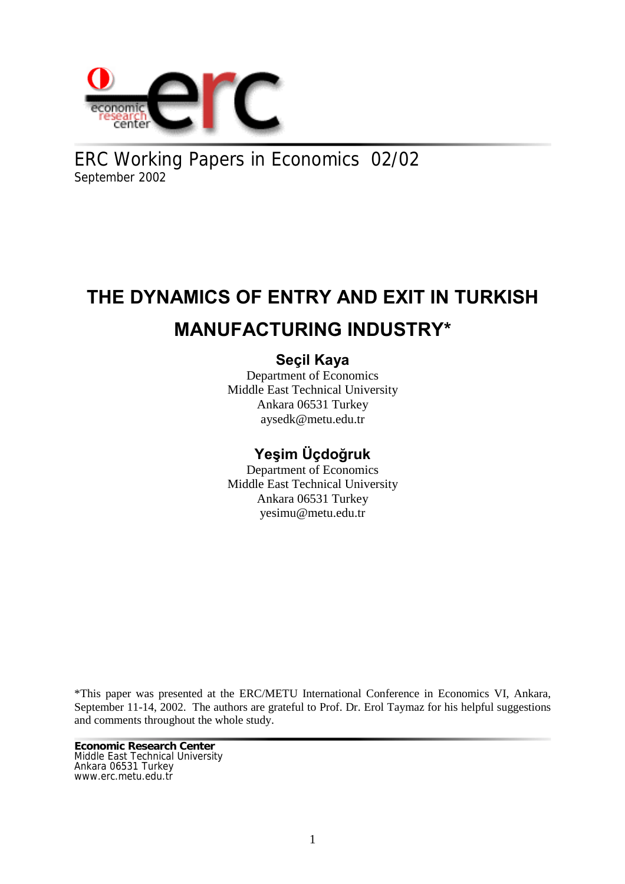ERC Working Papers in Economics 02/02
September 2002

# THE DYNAMICS OF ENTRY AND EXIT IN TURKISH MANUFACTURING INDUSTRY*

**Seçil Kaya**
Department of Economics
Middle East Technical University
Ankara 06531 Turkey
aysedk@metu.edu.tr

**Yeşim Üçdoğruk**
Department of Economics
Middle East Technical University
Ankara 06531 Turkey
yesimu@metu.edu.tr

*This paper was presented at the ERC/METU International Conference in Economics VI, Ankara, September 11-14, 2002. The authors are grateful to Prof. Dr. Erol Taymaz for his helpful suggestions and comments throughout the whole study.

**Economic Research Center**
Middle East Technical University
Ankara 06531 Turkey
www.erc.metu.edu.tr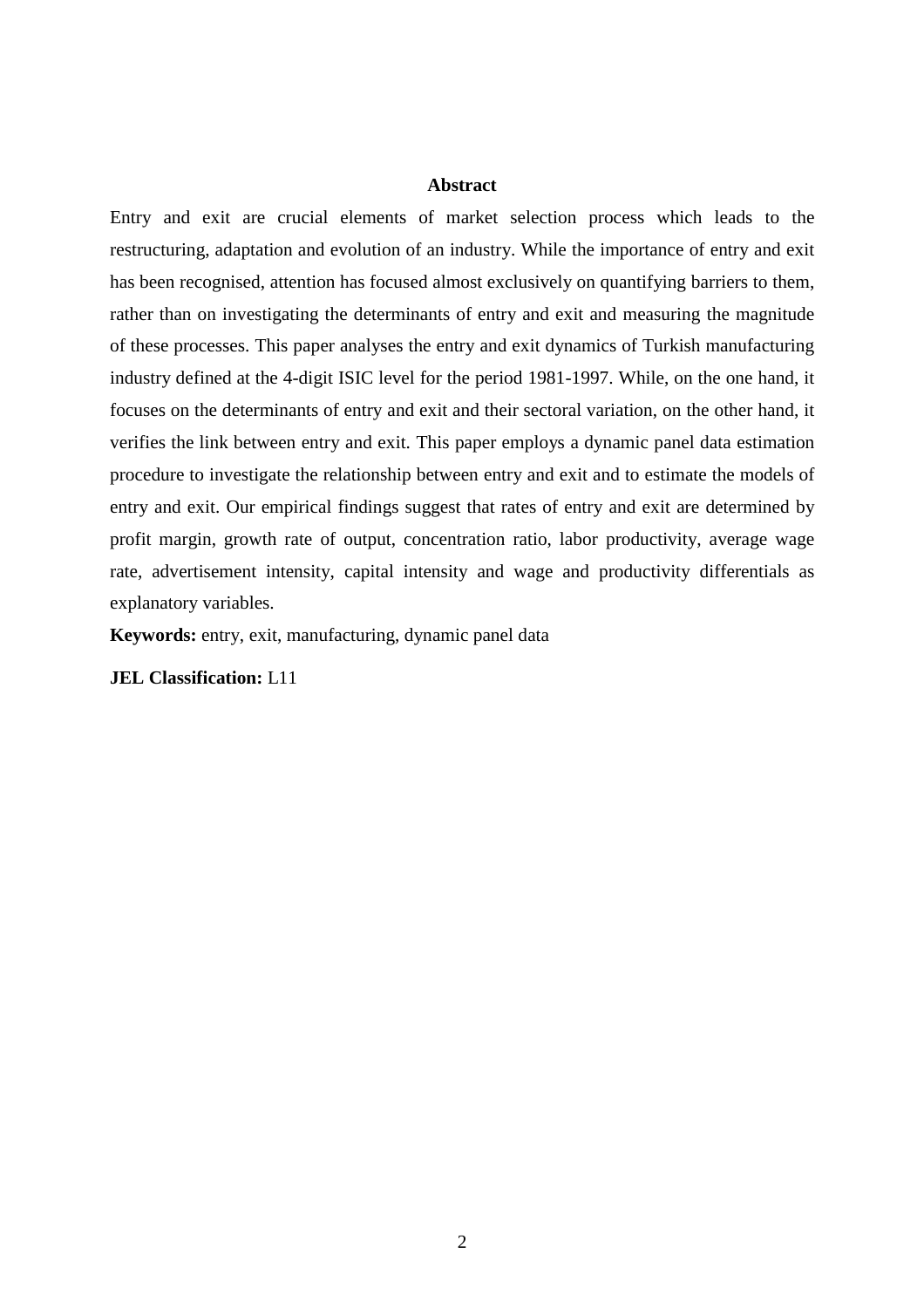## Abstract

Entry and exit are crucial elements of market selection process which leads to the restructuring, adaptation and evolution of an industry. While the importance of entry and exit has been recognised, attention has focused almost exclusively on quantifying barriers to them, rather than on investigating the determinants of entry and exit and measuring the magnitude of these processes. This paper analyses the entry and exit dynamics of Turkish manufacturing industry defined at the 4-digit ISIC level for the period 1981-1997. While, on the one hand, it focuses on the determinants of entry and exit and their sectoral variation, on the other hand, it verifies the link between entry and exit. This paper employs a dynamic panel data estimation procedure to investigate the relationship between entry and exit and to estimate the models of entry and exit. Our empirical findings suggest that rates of entry and exit are determined by profit margin, growth rate of output, concentration ratio, labor productivity, average wage rate, advertisement intensity, capital intensity and wage and productivity differentials as explanatory variables.

**Keywords:** entry, exit, manufacturing, dynamic panel data

**JEL Classification:** L11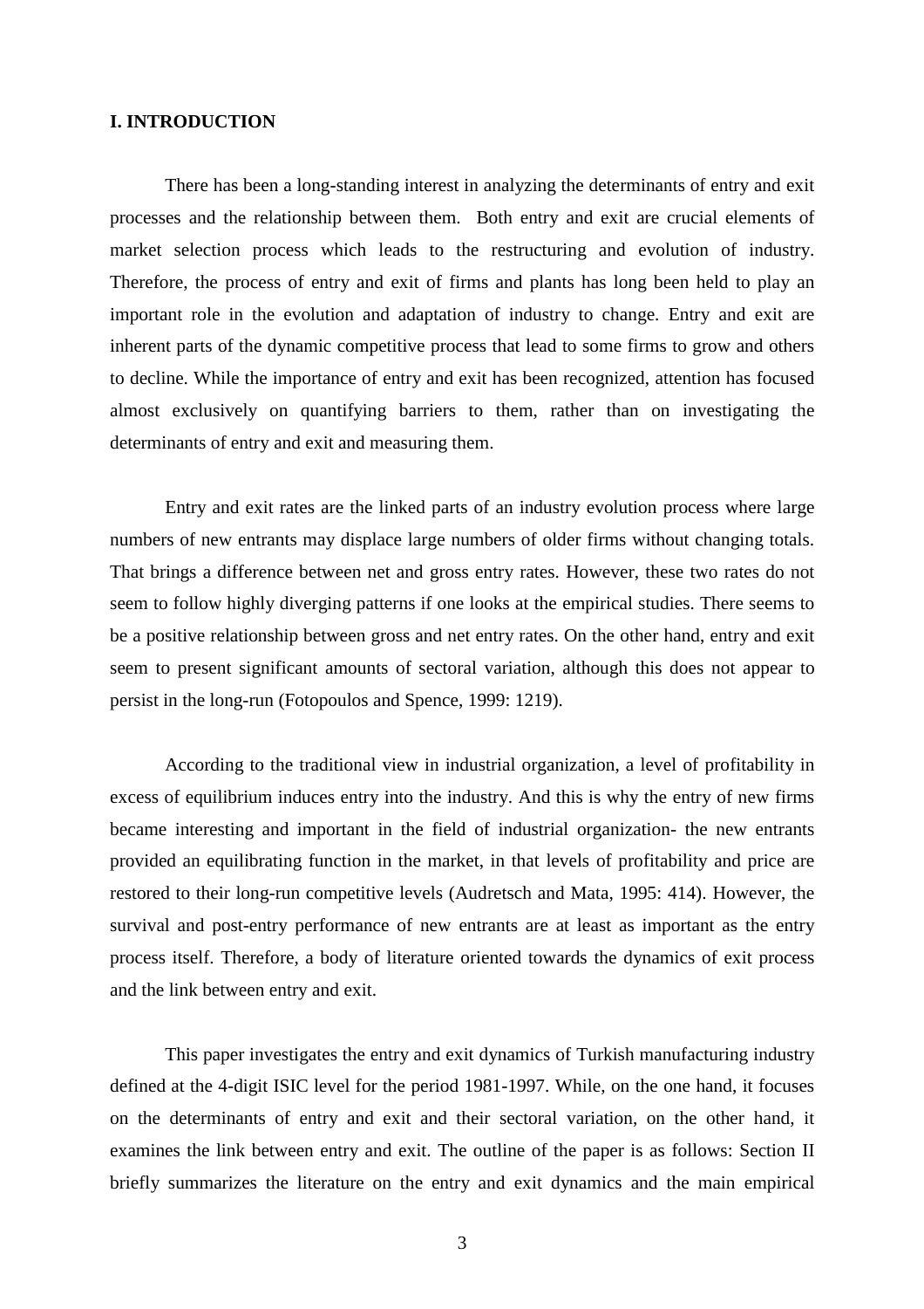## I. INTRODUCTION

There has been a long-standing interest in analyzing the determinants of entry and exit processes and the relationship between them. Both entry and exit are crucial elements of market selection process which leads to the restructuring and evolution of industry. Therefore, the process of entry and exit of firms and plants has long been held to play an important role in the evolution and adaptation of industry to change. Entry and exit are inherent parts of the dynamic competitive process that lead to some firms to grow and others to decline. While the importance of entry and exit has been recognized, attention has focused almost exclusively on quantifying barriers to them, rather than on investigating the determinants of entry and exit and measuring them.

Entry and exit rates are the linked parts of an industry evolution process where large numbers of new entrants may displace large numbers of older firms without changing totals. That brings a difference between net and gross entry rates. However, these two rates do not seem to follow highly diverging patterns if one looks at the empirical studies. There seems to be a positive relationship between gross and net entry rates. On the other hand, entry and exit seem to present significant amounts of sectoral variation, although this does not appear to persist in the long-run (Fotopoulos and Spence, 1999: 1219).

According to the traditional view in industrial organization, a level of profitability in excess of equilibrium induces entry into the industry. And this is why the entry of new firms became interesting and important in the field of industrial organization- the new entrants provided an equilibrating function in the market, in that levels of profitability and price are restored to their long-run competitive levels (Audretsch and Mata, 1995: 414). However, the survival and post-entry performance of new entrants are at least as important as the entry process itself. Therefore, a body of literature oriented towards the dynamics of exit process and the link between entry and exit.

This paper investigates the entry and exit dynamics of Turkish manufacturing industry defined at the 4-digit ISIC level for the period 1981-1997. While, on the one hand, it focuses on the determinants of entry and exit and their sectoral variation, on the other hand, it examines the link between entry and exit. The outline of the paper is as follows: Section II briefly summarizes the literature on the entry and exit dynamics and the main empirical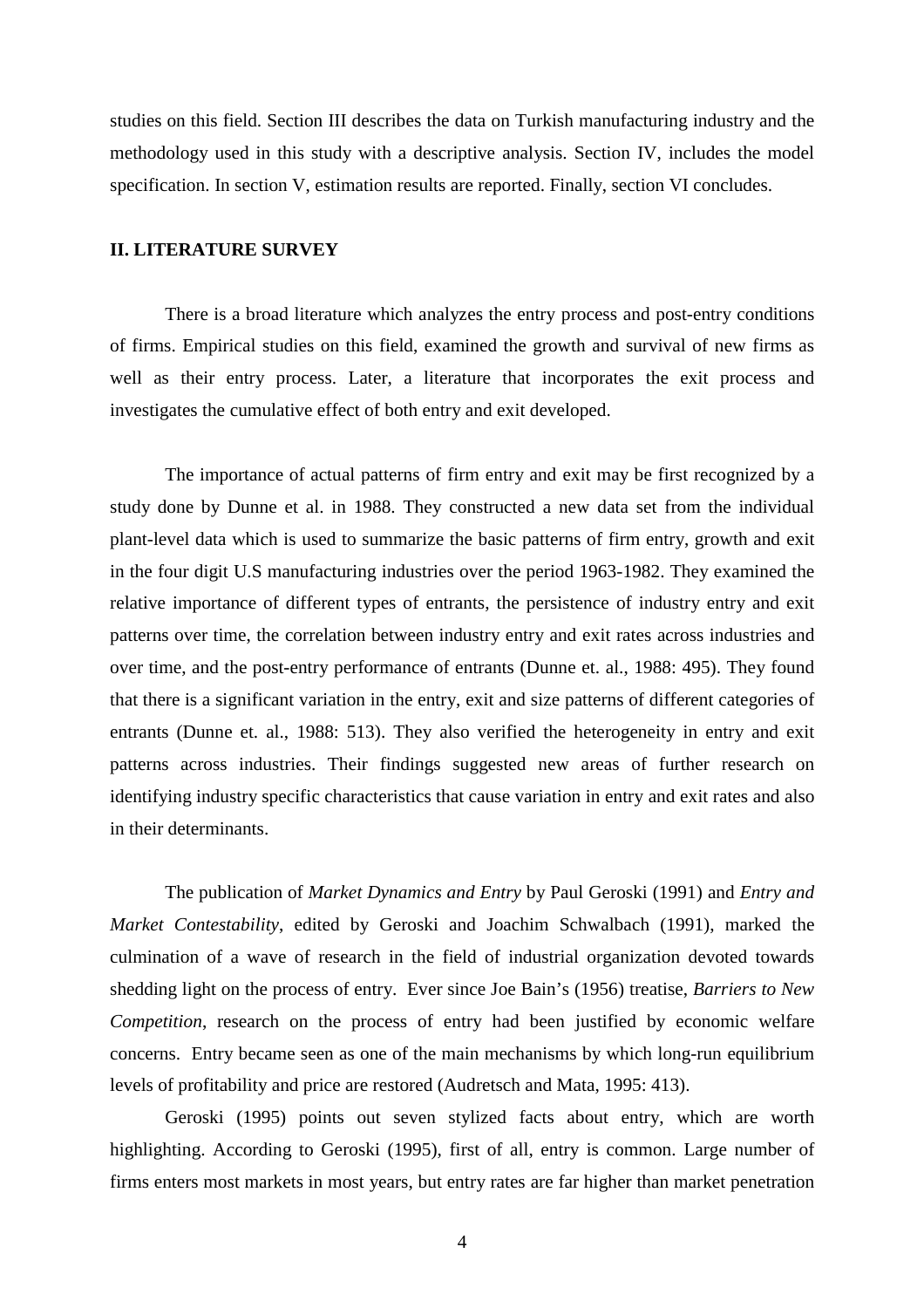studies on this field. Section III describes the data on Turkish manufacturing industry and the methodology used in this study with a descriptive analysis. Section IV, includes the model specification. In section V, estimation results are reported. Finally, section VI concludes.

## II. LITERATURE SURVEY

There is a broad literature which analyzes the entry process and post-entry conditions of firms. Empirical studies on this field, examined the growth and survival of new firms as well as their entry process. Later, a literature that incorporates the exit process and investigates the cumulative effect of both entry and exit developed.

The importance of actual patterns of firm entry and exit may be first recognized by a study done by Dunne et al. in 1988. They constructed a new data set from the individual plant-level data which is used to summarize the basic patterns of firm entry, growth and exit in the four digit U.S manufacturing industries over the period 1963-1982. They examined the relative importance of different types of entrants, the persistence of industry entry and exit patterns over time, the correlation between industry entry and exit rates across industries and over time, and the post-entry performance of entrants (Dunne et. al., 1988: 495). They found that there is a significant variation in the entry, exit and size patterns of different categories of entrants (Dunne et. al., 1988: 513). They also verified the heterogeneity in entry and exit patterns across industries. Their findings suggested new areas of further research on identifying industry specific characteristics that cause variation in entry and exit rates and also in their determinants.

The publication of *Market Dynamics and Entry* by Paul Geroski (1991) and *Entry and Market Contestability*, edited by Geroski and Joachim Schwalbach (1991), marked the culmination of a wave of research in the field of industrial organization devoted towards shedding light on the process of entry. Ever since Joe Bain's (1956) treatise, *Barriers to New Competition*, research on the process of entry had been justified by economic welfare concerns. Entry became seen as one of the main mechanisms by which long-run equilibrium levels of profitability and price are restored (Audretsch and Mata, 1995: 413).

Geroski (1995) points out seven stylized facts about entry, which are worth highlighting. According to Geroski (1995), first of all, entry is common. Large number of firms enters most markets in most years, but entry rates are far higher than market penetration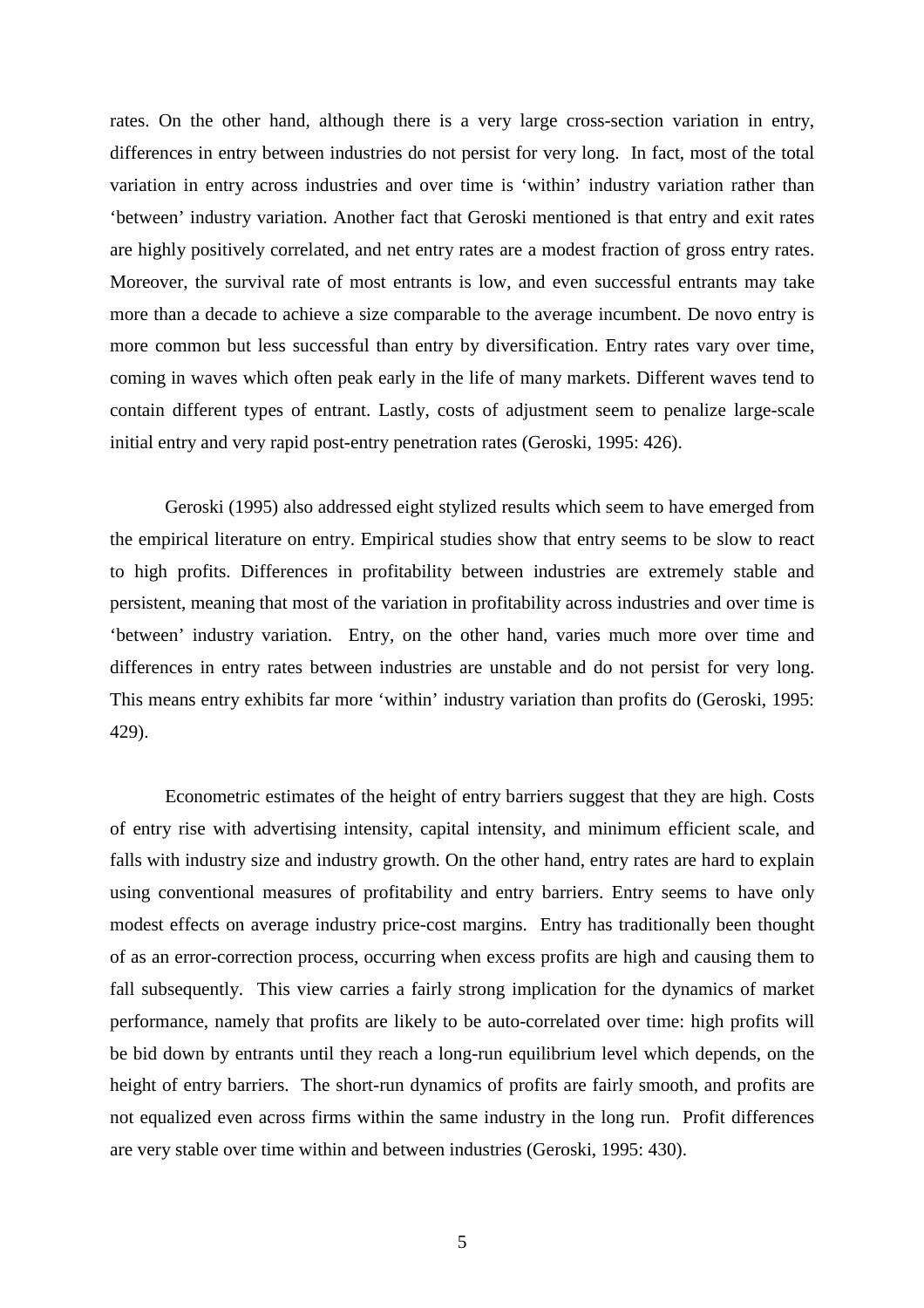rates. On the other hand, although there is a very large cross-section variation in entry, differences in entry between industries do not persist for very long. In fact, most of the total variation in entry across industries and over time is 'within' industry variation rather than 'between' industry variation. Another fact that Geroski mentioned is that entry and exit rates are highly positively correlated, and net entry rates are a modest fraction of gross entry rates. Moreover, the survival rate of most entrants is low, and even successful entrants may take more than a decade to achieve a size comparable to the average incumbent. De novo entry is more common but less successful than entry by diversification. Entry rates vary over time, coming in waves which often peak early in the life of many markets. Different waves tend to contain different types of entrant. Lastly, costs of adjustment seem to penalize large-scale initial entry and very rapid post-entry penetration rates (Geroski, 1995: 426).

Geroski (1995) also addressed eight stylized results which seem to have emerged from the empirical literature on entry. Empirical studies show that entry seems to be slow to react to high profits. Differences in profitability between industries are extremely stable and persistent, meaning that most of the variation in profitability across industries and over time is 'between' industry variation. Entry, on the other hand, varies much more over time and differences in entry rates between industries are unstable and do not persist for very long. This means entry exhibits far more 'within' industry variation than profits do (Geroski, 1995: 429).

Econometric estimates of the height of entry barriers suggest that they are high. Costs of entry rise with advertising intensity, capital intensity, and minimum efficient scale, and falls with industry size and industry growth. On the other hand, entry rates are hard to explain using conventional measures of profitability and entry barriers. Entry seems to have only modest effects on average industry price-cost margins. Entry has traditionally been thought of as an error-correction process, occurring when excess profits are high and causing them to fall subsequently. This view carries a fairly strong implication for the dynamics of market performance, namely that profits are likely to be auto-correlated over time: high profits will be bid down by entrants until they reach a long-run equilibrium level which depends, on the height of entry barriers. The short-run dynamics of profits are fairly smooth, and profits are not equalized even across firms within the same industry in the long run. Profit differences are very stable over time within and between industries (Geroski, 1995: 430).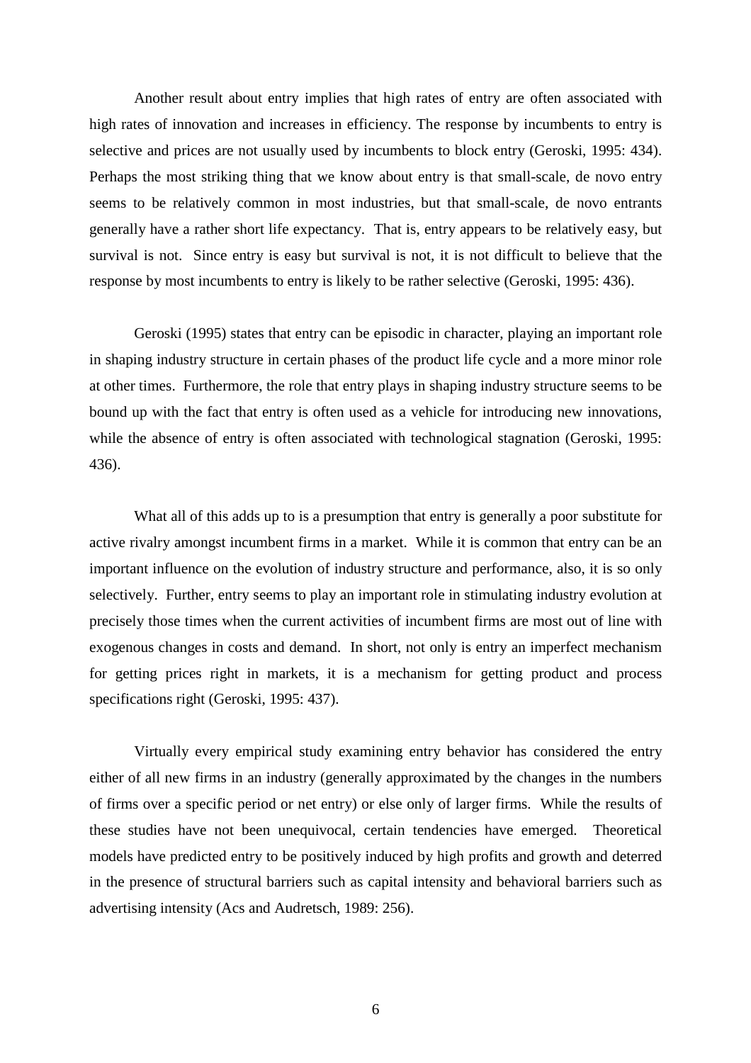Another result about entry implies that high rates of entry are often associated with high rates of innovation and increases in efficiency. The response by incumbents to entry is selective and prices are not usually used by incumbents to block entry (Geroski, 1995: 434). Perhaps the most striking thing that we know about entry is that small-scale, de novo entry seems to be relatively common in most industries, but that small-scale, de novo entrants generally have a rather short life expectancy. That is, entry appears to be relatively easy, but survival is not. Since entry is easy but survival is not, it is not difficult to believe that the response by most incumbents to entry is likely to be rather selective (Geroski, 1995: 436).

Geroski (1995) states that entry can be episodic in character, playing an important role in shaping industry structure in certain phases of the product life cycle and a more minor role at other times. Furthermore, the role that entry plays in shaping industry structure seems to be bound up with the fact that entry is often used as a vehicle for introducing new innovations, while the absence of entry is often associated with technological stagnation (Geroski, 1995: 436).

What all of this adds up to is a presumption that entry is generally a poor substitute for active rivalry amongst incumbent firms in a market. While it is common that entry can be an important influence on the evolution of industry structure and performance, also, it is so only selectively. Further, entry seems to play an important role in stimulating industry evolution at precisely those times when the current activities of incumbent firms are most out of line with exogenous changes in costs and demand. In short, not only is entry an imperfect mechanism for getting prices right in markets, it is a mechanism for getting product and process specifications right (Geroski, 1995: 437).

Virtually every empirical study examining entry behavior has considered the entry either of all new firms in an industry (generally approximated by the changes in the numbers of firms over a specific period or net entry) or else only of larger firms. While the results of these studies have not been unequivocal, certain tendencies have emerged. Theoretical models have predicted entry to be positively induced by high profits and growth and deterred in the presence of structural barriers such as capital intensity and behavioral barriers such as advertising intensity (Acs and Audretsch, 1989: 256).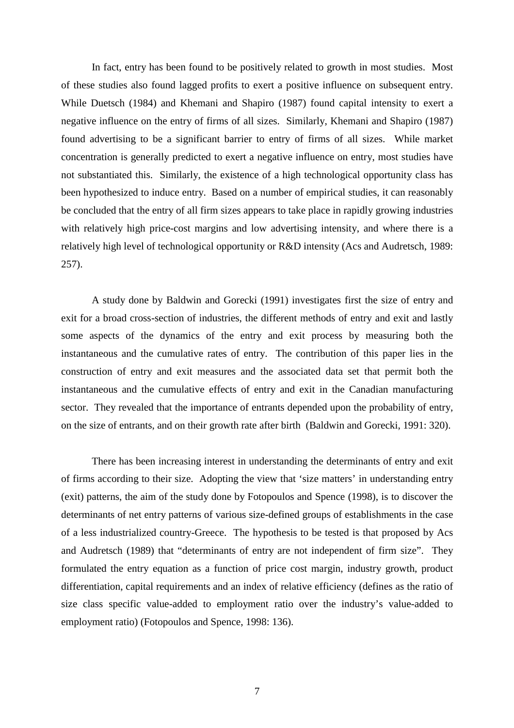In fact, entry has been found to be positively related to growth in most studies. Most of these studies also found lagged profits to exert a positive influence on subsequent entry. While Duetsch (1984) and Khemani and Shapiro (1987) found capital intensity to exert a negative influence on the entry of firms of all sizes. Similarly, Khemani and Shapiro (1987) found advertising to be a significant barrier to entry of firms of all sizes. While market concentration is generally predicted to exert a negative influence on entry, most studies have not substantiated this. Similarly, the existence of a high technological opportunity class has been hypothesized to induce entry. Based on a number of empirical studies, it can reasonably be concluded that the entry of all firm sizes appears to take place in rapidly growing industries with relatively high price-cost margins and low advertising intensity, and where there is a relatively high level of technological opportunity or R&D intensity (Acs and Audretsch, 1989: 257).

A study done by Baldwin and Gorecki (1991) investigates first the size of entry and exit for a broad cross-section of industries, the different methods of entry and exit and lastly some aspects of the dynamics of the entry and exit process by measuring both the instantaneous and the cumulative rates of entry. The contribution of this paper lies in the construction of entry and exit measures and the associated data set that permit both the instantaneous and the cumulative effects of entry and exit in the Canadian manufacturing sector. They revealed that the importance of entrants depended upon the probability of entry, on the size of entrants, and on their growth rate after birth (Baldwin and Gorecki, 1991: 320).

There has been increasing interest in understanding the determinants of entry and exit of firms according to their size. Adopting the view that 'size matters' in understanding entry (exit) patterns, the aim of the study done by Fotopoulos and Spence (1998), is to discover the determinants of net entry patterns of various size-defined groups of establishments in the case of a less industrialized country-Greece. The hypothesis to be tested is that proposed by Acs and Audretsch (1989) that "determinants of entry are not independent of firm size". They formulated the entry equation as a function of price cost margin, industry growth, product differentiation, capital requirements and an index of relative efficiency (defines as the ratio of size class specific value-added to employment ratio over the industry's value-added to employment ratio) (Fotopoulos and Spence, 1998: 136).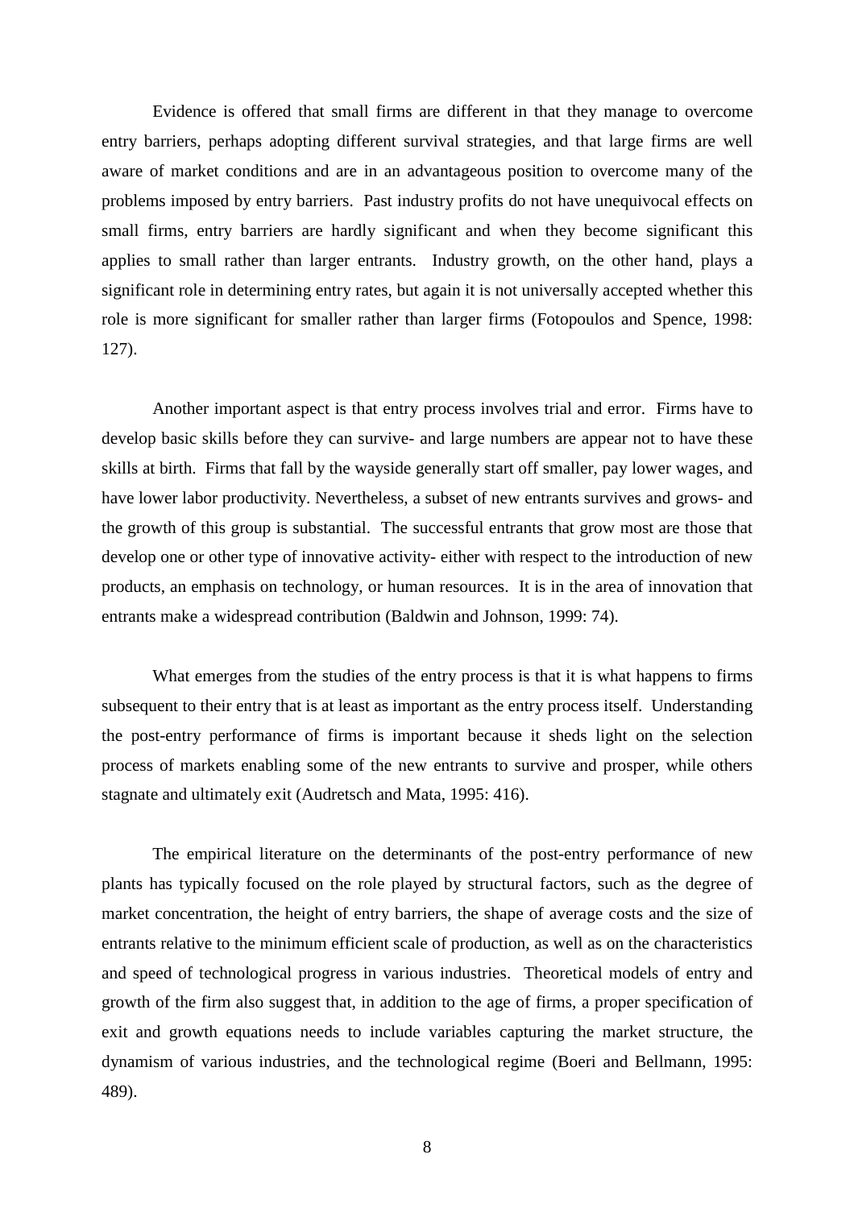Evidence is offered that small firms are different in that they manage to overcome entry barriers, perhaps adopting different survival strategies, and that large firms are well aware of market conditions and are in an advantageous position to overcome many of the problems imposed by entry barriers. Past industry profits do not have unequivocal effects on small firms, entry barriers are hardly significant and when they become significant this applies to small rather than larger entrants. Industry growth, on the other hand, plays a significant role in determining entry rates, but again it is not universally accepted whether this role is more significant for smaller rather than larger firms (Fotopoulos and Spence, 1998: 127).

Another important aspect is that entry process involves trial and error. Firms have to develop basic skills before they can survive- and large numbers are appear not to have these skills at birth. Firms that fall by the wayside generally start off smaller, pay lower wages, and have lower labor productivity. Nevertheless, a subset of new entrants survives and grows- and the growth of this group is substantial. The successful entrants that grow most are those that develop one or other type of innovative activity- either with respect to the introduction of new products, an emphasis on technology, or human resources. It is in the area of innovation that entrants make a widespread contribution (Baldwin and Johnson, 1999: 74).

What emerges from the studies of the entry process is that it is what happens to firms subsequent to their entry that is at least as important as the entry process itself. Understanding the post-entry performance of firms is important because it sheds light on the selection process of markets enabling some of the new entrants to survive and prosper, while others stagnate and ultimately exit (Audretsch and Mata, 1995: 416).

The empirical literature on the determinants of the post-entry performance of new plants has typically focused on the role played by structural factors, such as the degree of market concentration, the height of entry barriers, the shape of average costs and the size of entrants relative to the minimum efficient scale of production, as well as on the characteristics and speed of technological progress in various industries. Theoretical models of entry and growth of the firm also suggest that, in addition to the age of firms, a proper specification of exit and growth equations needs to include variables capturing the market structure, the dynamism of various industries, and the technological regime (Boeri and Bellmann, 1995: 489).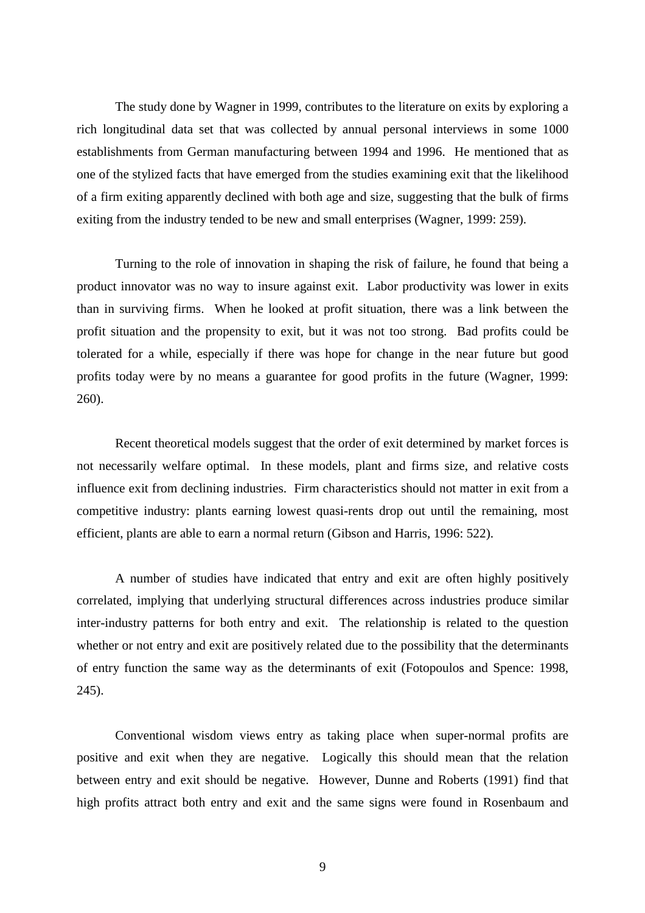The study done by Wagner in 1999, contributes to the literature on exits by exploring a rich longitudinal data set that was collected by annual personal interviews in some 1000 establishments from German manufacturing between 1994 and 1996. He mentioned that as one of the stylized facts that have emerged from the studies examining exit that the likelihood of a firm exiting apparently declined with both age and size, suggesting that the bulk of firms exiting from the industry tended to be new and small enterprises (Wagner, 1999: 259).

Turning to the role of innovation in shaping the risk of failure, he found that being a product innovator was no way to insure against exit. Labor productivity was lower in exits than in surviving firms. When he looked at profit situation, there was a link between the profit situation and the propensity to exit, but it was not too strong. Bad profits could be tolerated for a while, especially if there was hope for change in the near future but good profits today were by no means a guarantee for good profits in the future (Wagner, 1999: 260).

Recent theoretical models suggest that the order of exit determined by market forces is not necessarily welfare optimal. In these models, plant and firms size, and relative costs influence exit from declining industries. Firm characteristics should not matter in exit from a competitive industry: plants earning lowest quasi-rents drop out until the remaining, most efficient, plants are able to earn a normal return (Gibson and Harris, 1996: 522).

A number of studies have indicated that entry and exit are often highly positively correlated, implying that underlying structural differences across industries produce similar inter-industry patterns for both entry and exit. The relationship is related to the question whether or not entry and exit are positively related due to the possibility that the determinants of entry function the same way as the determinants of exit (Fotopoulos and Spence: 1998, 245).

Conventional wisdom views entry as taking place when super-normal profits are positive and exit when they are negative. Logically this should mean that the relation between entry and exit should be negative. However, Dunne and Roberts (1991) find that high profits attract both entry and exit and the same signs were found in Rosenbaum and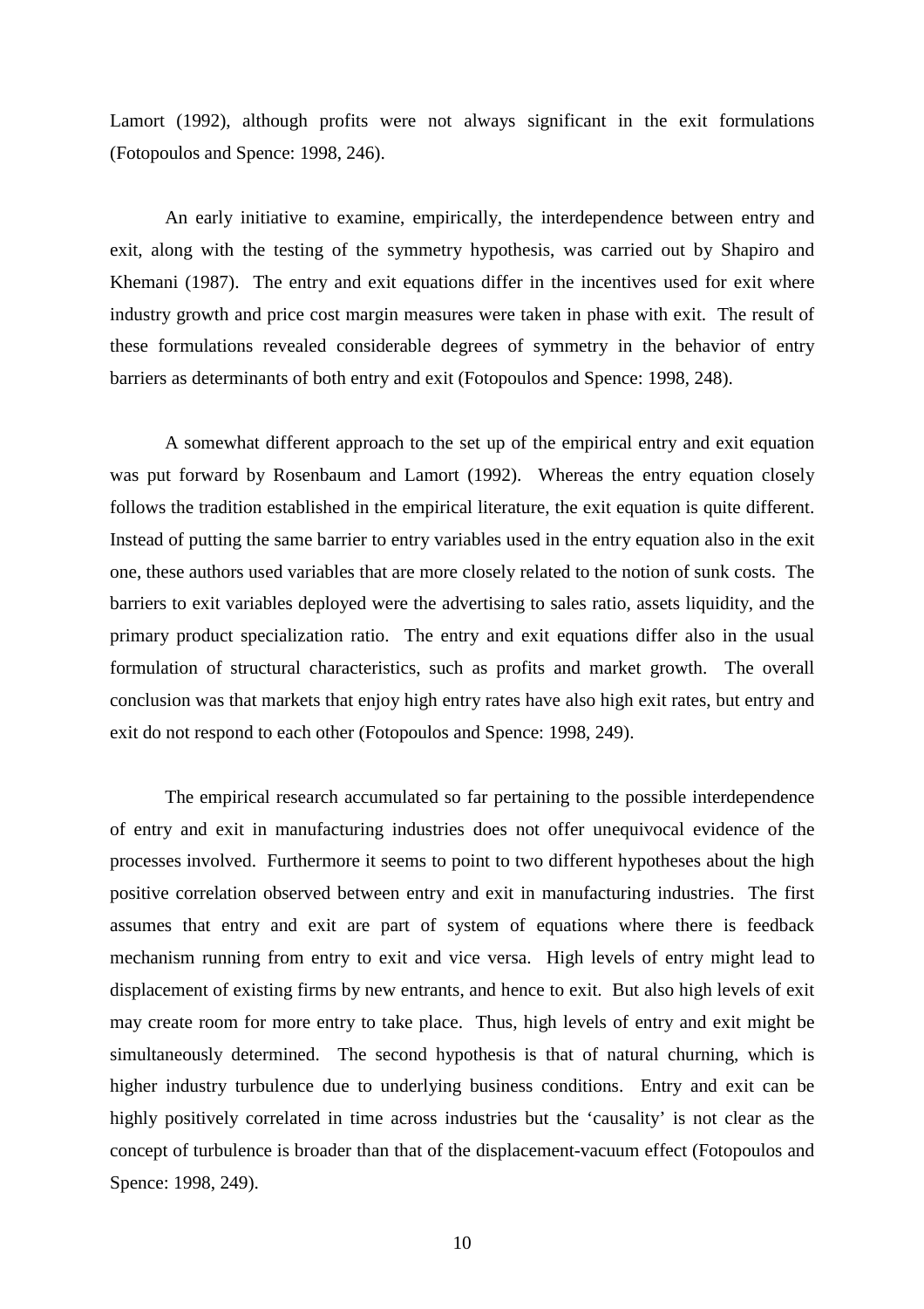Lamort (1992), although profits were not always significant in the exit formulations (Fotopoulos and Spence: 1998, 246).

An early initiative to examine, empirically, the interdependence between entry and exit, along with the testing of the symmetry hypothesis, was carried out by Shapiro and Khemani (1987). The entry and exit equations differ in the incentives used for exit where industry growth and price cost margin measures were taken in phase with exit. The result of these formulations revealed considerable degrees of symmetry in the behavior of entry barriers as determinants of both entry and exit (Fotopoulos and Spence: 1998, 248).

A somewhat different approach to the set up of the empirical entry and exit equation was put forward by Rosenbaum and Lamort (1992). Whereas the entry equation closely follows the tradition established in the empirical literature, the exit equation is quite different. Instead of putting the same barrier to entry variables used in the entry equation also in the exit one, these authors used variables that are more closely related to the notion of sunk costs. The barriers to exit variables deployed were the advertising to sales ratio, assets liquidity, and the primary product specialization ratio. The entry and exit equations differ also in the usual formulation of structural characteristics, such as profits and market growth. The overall conclusion was that markets that enjoy high entry rates have also high exit rates, but entry and exit do not respond to each other (Fotopoulos and Spence: 1998, 249).

The empirical research accumulated so far pertaining to the possible interdependence of entry and exit in manufacturing industries does not offer unequivocal evidence of the processes involved. Furthermore it seems to point to two different hypotheses about the high positive correlation observed between entry and exit in manufacturing industries. The first assumes that entry and exit are part of system of equations where there is feedback mechanism running from entry to exit and vice versa. High levels of entry might lead to displacement of existing firms by new entrants, and hence to exit. But also high levels of exit may create room for more entry to take place. Thus, high levels of entry and exit might be simultaneously determined. The second hypothesis is that of natural churning, which is higher industry turbulence due to underlying business conditions. Entry and exit can be highly positively correlated in time across industries but the 'causality' is not clear as the concept of turbulence is broader than that of the displacement-vacuum effect (Fotopoulos and Spence: 1998, 249).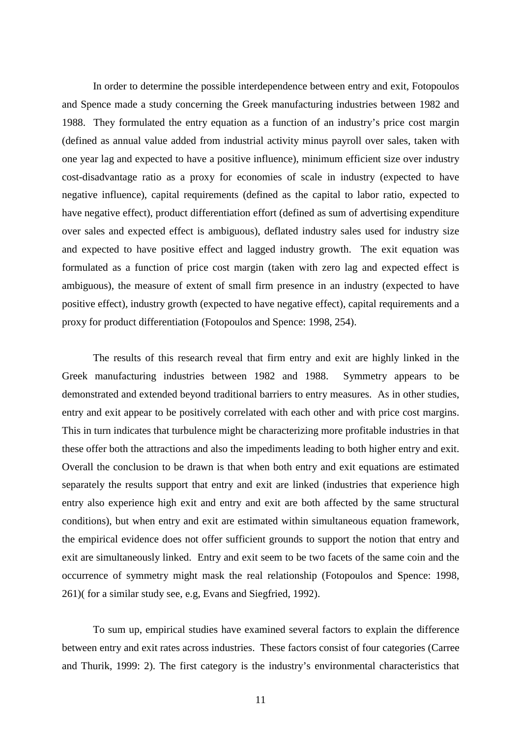In order to determine the possible interdependence between entry and exit, Fotopoulos and Spence made a study concerning the Greek manufacturing industries between 1982 and 1988. They formulated the entry equation as a function of an industry's price cost margin (defined as annual value added from industrial activity minus payroll over sales, taken with one year lag and expected to have a positive influence), minimum efficient size over industry cost-disadvantage ratio as a proxy for economies of scale in industry (expected to have negative influence), capital requirements (defined as the capital to labor ratio, expected to have negative effect), product differentiation effort (defined as sum of advertising expenditure over sales and expected effect is ambiguous), deflated industry sales used for industry size and expected to have positive effect and lagged industry growth. The exit equation was formulated as a function of price cost margin (taken with zero lag and expected effect is ambiguous), the measure of extent of small firm presence in an industry (expected to have positive effect), industry growth (expected to have negative effect), capital requirements and a proxy for product differentiation (Fotopoulos and Spence: 1998, 254).

The results of this research reveal that firm entry and exit are highly linked in the Greek manufacturing industries between 1982 and 1988. Symmetry appears to be demonstrated and extended beyond traditional barriers to entry measures. As in other studies, entry and exit appear to be positively correlated with each other and with price cost margins. This in turn indicates that turbulence might be characterizing more profitable industries in that these offer both the attractions and also the impediments leading to both higher entry and exit. Overall the conclusion to be drawn is that when both entry and exit equations are estimated separately the results support that entry and exit are linked (industries that experience high entry also experience high exit and entry and exit are both affected by the same structural conditions), but when entry and exit are estimated within simultaneous equation framework, the empirical evidence does not offer sufficient grounds to support the notion that entry and exit are simultaneously linked. Entry and exit seem to be two facets of the same coin and the occurrence of symmetry might mask the real relationship (Fotopoulos and Spence: 1998, 261)( for a similar study see, e.g, Evans and Siegfried, 1992).

To sum up, empirical studies have examined several factors to explain the difference between entry and exit rates across industries. These factors consist of four categories (Carree and Thurik, 1999: 2). The first category is the industry's environmental characteristics that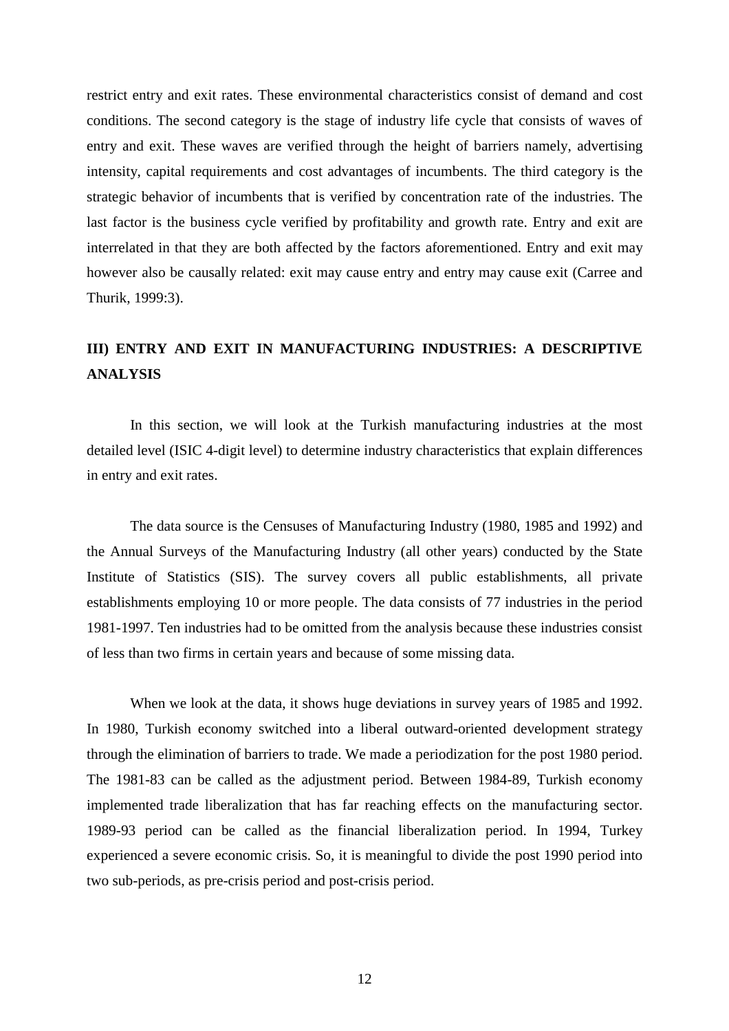restrict entry and exit rates. These environmental characteristics consist of demand and cost conditions. The second category is the stage of industry life cycle that consists of waves of entry and exit. These waves are verified through the height of barriers namely, advertising intensity, capital requirements and cost advantages of incumbents. The third category is the strategic behavior of incumbents that is verified by concentration rate of the industries. The last factor is the business cycle verified by profitability and growth rate. Entry and exit are interrelated in that they are both affected by the factors aforementioned. Entry and exit may however also be causally related: exit may cause entry and entry may cause exit (Carree and Thurik, 1999:3).

## III) ENTRY AND EXIT IN MANUFACTURING INDUSTRIES: A DESCRIPTIVE ANALYSIS

In this section, we will look at the Turkish manufacturing industries at the most detailed level (ISIC 4-digit level) to determine industry characteristics that explain differences in entry and exit rates.

The data source is the Censuses of Manufacturing Industry (1980, 1985 and 1992) and the Annual Surveys of the Manufacturing Industry (all other years) conducted by the State Institute of Statistics (SIS). The survey covers all public establishments, all private establishments employing 10 or more people. The data consists of 77 industries in the period 1981-1997. Ten industries had to be omitted from the analysis because these industries consist of less than two firms in certain years and because of some missing data.

When we look at the data, it shows huge deviations in survey years of 1985 and 1992. In 1980, Turkish economy switched into a liberal outward-oriented development strategy through the elimination of barriers to trade. We made a periodization for the post 1980 period. The 1981-83 can be called as the adjustment period. Between 1984-89, Turkish economy implemented trade liberalization that has far reaching effects on the manufacturing sector. 1989-93 period can be called as the financial liberalization period. In 1994, Turkey experienced a severe economic crisis. So, it is meaningful to divide the post 1990 period into two sub-periods, as pre-crisis period and post-crisis period.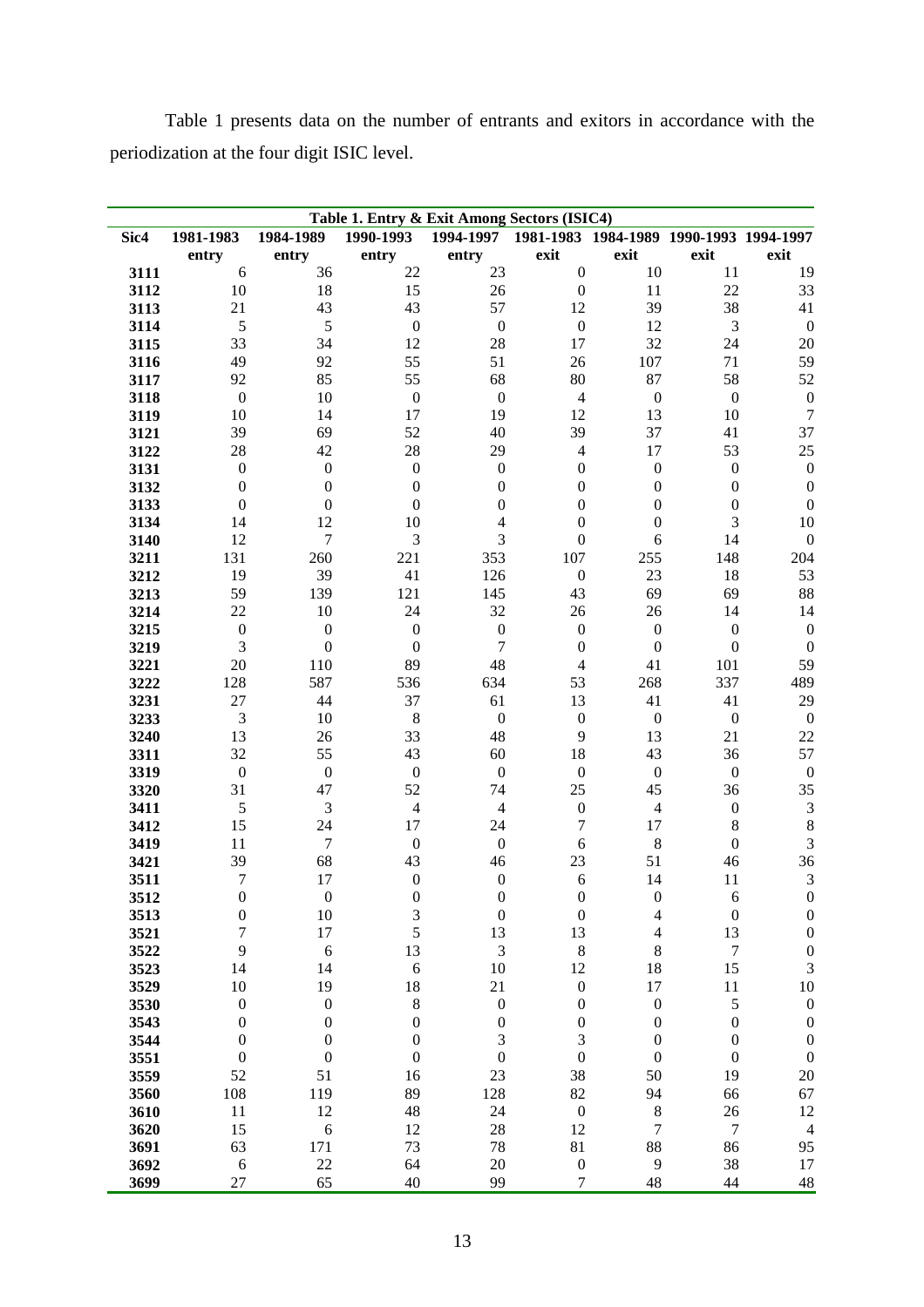Table 1 presents data on the number of entrants and exitors in accordance with the periodization at the four digit ISIC level.

**Table 1. Entry & Exit Among Sectors (ISIC4)**

| Sic4 | 1981-1983 entry | 1984-1989 entry | 1990-1993 entry | 1994-1997 entry | 1981-1983 exit | 1984-1989 exit | 1990-1993 exit | 1994-1997 exit |
|---|---|---|---|---|---|---|---|---|
| 3111 | 6 | 36 | 22 | 23 | 0 | 10 | 11 | 19 |
| 3112 | 10 | 18 | 15 | 26 | 0 | 11 | 22 | 33 |
| 3113 | 21 | 43 | 43 | 57 | 12 | 39 | 38 | 41 |
| 3114 | 5 | 5 | 0 | 0 | 0 | 12 | 3 | 0 |
| 3115 | 33 | 34 | 12 | 28 | 17 | 32 | 24 | 20 |
| 3116 | 49 | 92 | 55 | 51 | 26 | 107 | 71 | 59 |
| 3117 | 92 | 85 | 55 | 68 | 80 | 87 | 58 | 52 |
| 3118 | 0 | 10 | 0 | 0 | 4 | 0 | 0 | 0 |
| 3119 | 10 | 14 | 17 | 19 | 12 | 13 | 10 | 7 |
| 3121 | 39 | 69 | 52 | 40 | 39 | 37 | 41 | 37 |
| 3122 | 28 | 42 | 28 | 29 | 4 | 17 | 53 | 25 |
| 3131 | 0 | 0 | 0 | 0 | 0 | 0 | 0 | 0 |
| 3132 | 0 | 0 | 0 | 0 | 0 | 0 | 0 | 0 |
| 3133 | 0 | 0 | 0 | 0 | 0 | 0 | 0 | 0 |
| 3134 | 14 | 12 | 10 | 4 | 0 | 0 | 3 | 10 |
| 3140 | 12 | 7 | 3 | 3 | 0 | 6 | 14 | 0 |
| 3211 | 131 | 260 | 221 | 353 | 107 | 255 | 148 | 204 |
| 3212 | 19 | 39 | 41 | 126 | 0 | 23 | 18 | 53 |
| 3213 | 59 | 139 | 121 | 145 | 43 | 69 | 69 | 88 |
| 3214 | 22 | 10 | 24 | 32 | 26 | 26 | 14 | 14 |
| 3215 | 0 | 0 | 0 | 0 | 0 | 0 | 0 | 0 |
| 3219 | 3 | 0 | 0 | 7 | 0 | 0 | 0 | 0 |
| 3221 | 20 | 110 | 89 | 48 | 4 | 41 | 101 | 59 |
| 3222 | 128 | 587 | 536 | 634 | 53 | 268 | 337 | 489 |
| 3231 | 27 | 44 | 37 | 61 | 13 | 41 | 41 | 29 |
| 3233 | 3 | 10 | 8 | 0 | 0 | 0 | 0 | 0 |
| 3240 | 13 | 26 | 33 | 48 | 9 | 13 | 21 | 22 |
| 3311 | 32 | 55 | 43 | 60 | 18 | 43 | 36 | 57 |
| 3319 | 0 | 0 | 0 | 0 | 0 | 0 | 0 | 0 |
| 3320 | 31 | 47 | 52 | 74 | 25 | 45 | 36 | 35 |
| 3411 | 5 | 3 | 4 | 4 | 0 | 4 | 0 | 3 |
| 3412 | 15 | 24 | 17 | 24 | 7 | 17 | 8 | 8 |
| 3419 | 11 | 7 | 0 | 0 | 6 | 8 | 0 | 3 |
| 3421 | 39 | 68 | 43 | 46 | 23 | 51 | 46 | 36 |
| 3511 | 7 | 17 | 0 | 0 | 6 | 14 | 11 | 3 |
| 3512 | 0 | 0 | 0 | 0 | 0 | 0 | 6 | 0 |
| 3513 | 0 | 10 | 3 | 0 | 0 | 4 | 0 | 0 |
| 3521 | 7 | 17 | 5 | 13 | 13 | 4 | 13 | 0 |
| 3522 | 9 | 6 | 13 | 3 | 8 | 8 | 7 | 0 |
| 3523 | 14 | 14 | 6 | 10 | 12 | 18 | 15 | 3 |
| 3529 | 10 | 19 | 18 | 21 | 0 | 17 | 11 | 10 |
| 3530 | 0 | 0 | 8 | 0 | 0 | 0 | 5 | 0 |
| 3543 | 0 | 0 | 0 | 0 | 0 | 0 | 0 | 0 |
| 3544 | 0 | 0 | 0 | 3 | 3 | 0 | 0 | 0 |
| 3551 | 0 | 0 | 0 | 0 | 0 | 0 | 0 | 0 |
| 3559 | 52 | 51 | 16 | 23 | 38 | 50 | 19 | 20 |
| 3560 | 108 | 119 | 89 | 128 | 82 | 94 | 66 | 67 |
| 3610 | 11 | 12 | 48 | 24 | 0 | 8 | 26 | 12 |
| 3620 | 15 | 6 | 12 | 28 | 12 | 7 | 7 | 4 |
| 3691 | 63 | 171 | 73 | 78 | 81 | 88 | 86 | 95 |
| 3692 | 6 | 22 | 64 | 20 | 0 | 9 | 38 | 17 |
| 3699 | 27 | 65 | 40 | 99 | 7 | 48 | 44 | 48 |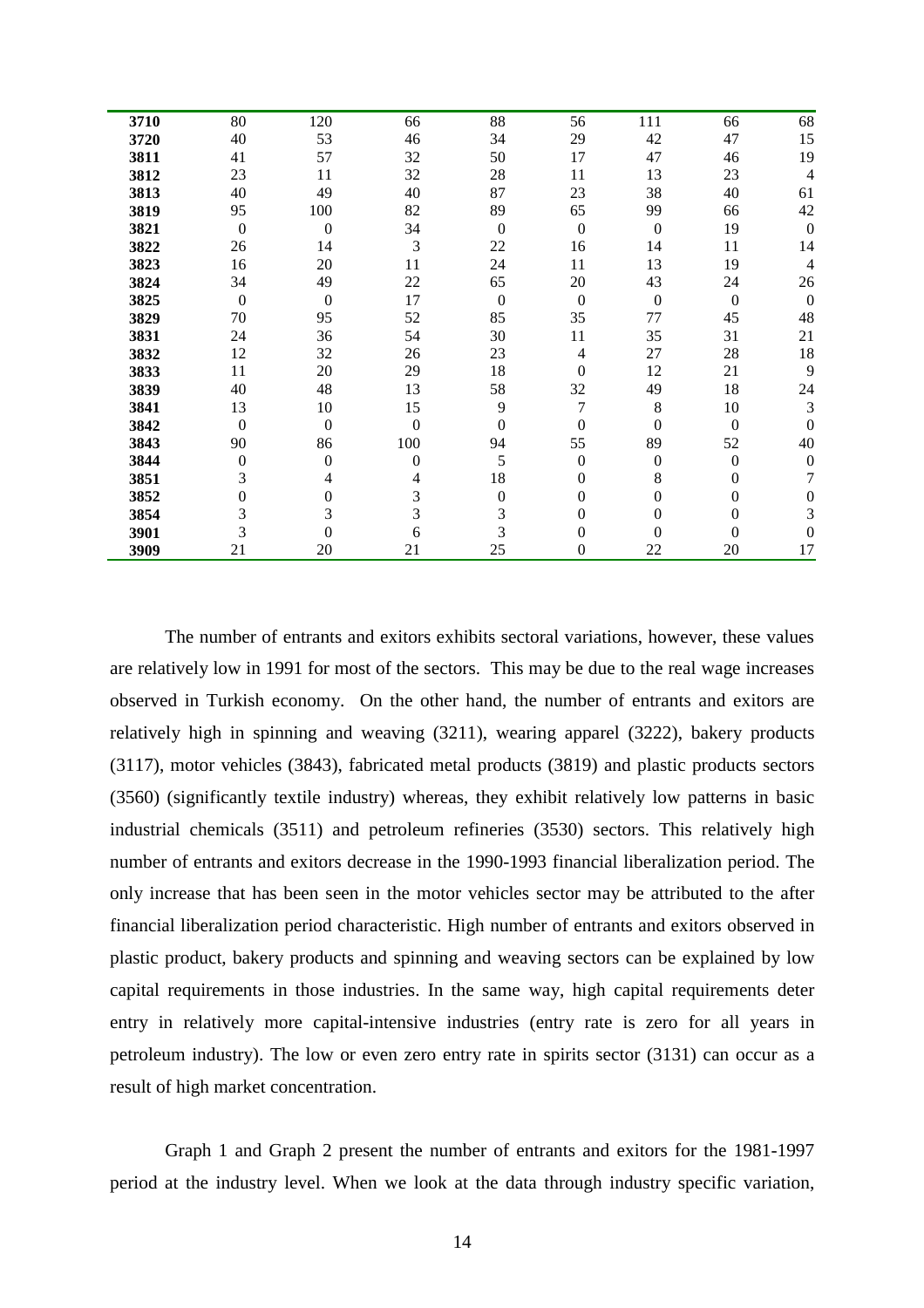| | | | | | | | | |
|---|---|---|---|---|---|---|---|---|
| **3710** | 80 | 120 | 66 | 88 | 56 | 111 | 66 | 68 |
| **3720** | 40 | 53 | 46 | 34 | 29 | 42 | 47 | 15 |
| **3811** | 41 | 57 | 32 | 50 | 17 | 47 | 46 | 19 |
| **3812** | 23 | 11 | 32 | 28 | 11 | 13 | 23 | 4 |
| **3813** | 40 | 49 | 40 | 87 | 23 | 38 | 40 | 61 |
| **3819** | 95 | 100 | 82 | 89 | 65 | 99 | 66 | 42 |
| **3821** | 0 | 0 | 34 | 0 | 0 | 0 | 19 | 0 |
| **3822** | 26 | 14 | 3 | 22 | 16 | 14 | 11 | 14 |
| **3823** | 16 | 20 | 11 | 24 | 11 | 13 | 19 | 4 |
| **3824** | 34 | 49 | 22 | 65 | 20 | 43 | 24 | 26 |
| **3825** | 0 | 0 | 17 | 0 | 0 | 0 | 0 | 0 |
| **3829** | 70 | 95 | 52 | 85 | 35 | 77 | 45 | 48 |
| **3831** | 24 | 36 | 54 | 30 | 11 | 35 | 31 | 21 |
| **3832** | 12 | 32 | 26 | 23 | 4 | 27 | 28 | 18 |
| **3833** | 11 | 20 | 29 | 18 | 0 | 12 | 21 | 9 |
| **3839** | 40 | 48 | 13 | 58 | 32 | 49 | 18 | 24 |
| **3841** | 13 | 10 | 15 | 9 | 7 | 8 | 10 | 3 |
| **3842** | 0 | 0 | 0 | 0 | 0 | 0 | 0 | 0 |
| **3843** | 90 | 86 | 100 | 94 | 55 | 89 | 52 | 40 |
| **3844** | 0 | 0 | 0 | 5 | 0 | 0 | 0 | 0 |
| **3851** | 3 | 4 | 4 | 18 | 0 | 8 | 0 | 7 |
| **3852** | 0 | 0 | 3 | 0 | 0 | 0 | 0 | 0 |
| **3854** | 3 | 3 | 3 | 3 | 0 | 0 | 0 | 3 |
| **3901** | 3 | 0 | 6 | 3 | 0 | 0 | 0 | 0 |
| **3909** | 21 | 20 | 21 | 25 | 0 | 22 | 20 | 17 |

The number of entrants and exitors exhibits sectoral variations, however, these values are relatively low in 1991 for most of the sectors. This may be due to the real wage increases observed in Turkish economy. On the other hand, the number of entrants and exitors are relatively high in spinning and weaving (3211), wearing apparel (3222), bakery products (3117), motor vehicles (3843), fabricated metal products (3819) and plastic products sectors (3560) (significantly textile industry) whereas, they exhibit relatively low patterns in basic industrial chemicals (3511) and petroleum refineries (3530) sectors. This relatively high number of entrants and exitors decrease in the 1990-1993 financial liberalization period. The only increase that has been seen in the motor vehicles sector may be attributed to the after financial liberalization period characteristic. High number of entrants and exitors observed in plastic product, bakery products and spinning and weaving sectors can be explained by low capital requirements in those industries. In the same way, high capital requirements deter entry in relatively more capital-intensive industries (entry rate is zero for all years in petroleum industry). The low or even zero entry rate in spirits sector (3131) can occur as a result of high market concentration.

Graph 1 and Graph 2 present the number of entrants and exitors for the 1981-1997 period at the industry level. When we look at the data through industry specific variation,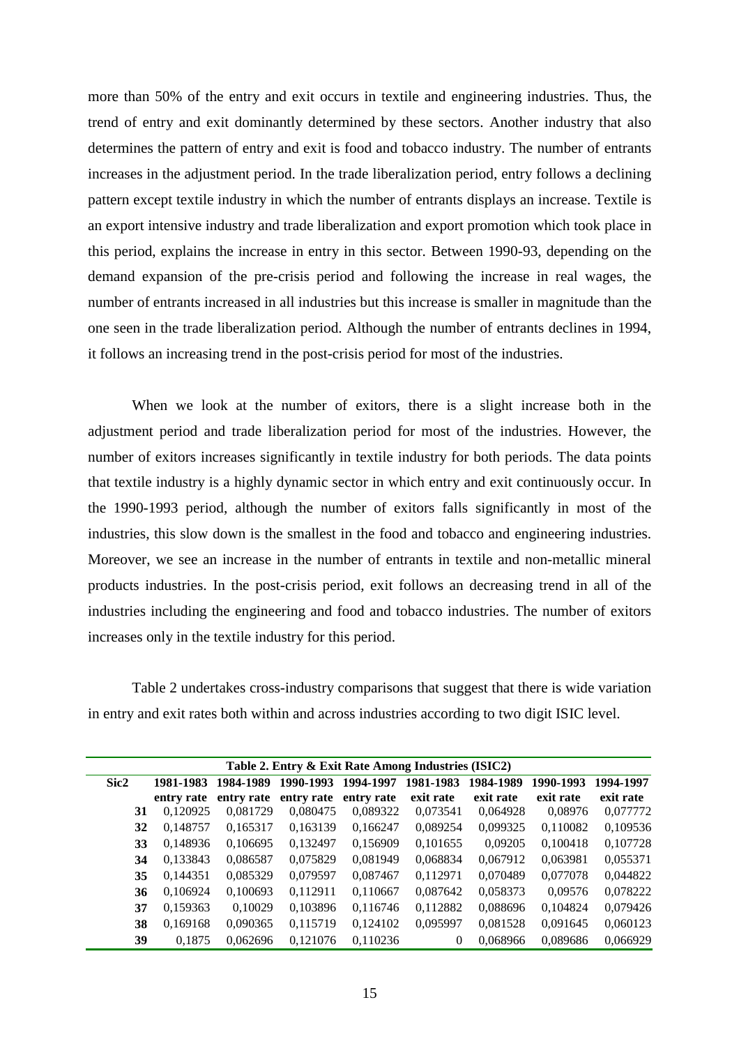more than 50% of the entry and exit occurs in textile and engineering industries. Thus, the trend of entry and exit dominantly determined by these sectors. Another industry that also determines the pattern of entry and exit is food and tobacco industry. The number of entrants increases in the adjustment period. In the trade liberalization period, entry follows a declining pattern except textile industry in which the number of entrants displays an increase. Textile is an export intensive industry and trade liberalization and export promotion which took place in this period, explains the increase in entry in this sector. Between 1990-93, depending on the demand expansion of the pre-crisis period and following the increase in real wages, the number of entrants increased in all industries but this increase is smaller in magnitude than the one seen in the trade liberalization period. Although the number of entrants declines in 1994, it follows an increasing trend in the post-crisis period for most of the industries.

When we look at the number of exitors, there is a slight increase both in the adjustment period and trade liberalization period for most of the industries. However, the number of exitors increases significantly in textile industry for both periods. The data points that textile industry is a highly dynamic sector in which entry and exit continuously occur. In the 1990-1993 period, although the number of exitors falls significantly in most of the industries, this slow down is the smallest in the food and tobacco and engineering industries. Moreover, we see an increase in the number of entrants in textile and non-metallic mineral products industries. In the post-crisis period, exit follows an decreasing trend in all of the industries including the engineering and food and tobacco industries. The number of exitors increases only in the textile industry for this period.

Table 2 undertakes cross-industry comparisons that suggest that there is wide variation in entry and exit rates both within and across industries according to two digit ISIC level.

**Table 2. Entry & Exit Rate Among Industries (ISIC2)**

| Sic2 | 1981-1983 entry rate | 1984-1989 entry rate | 1990-1993 entry rate | 1994-1997 entry rate | 1981-1983 exit rate | 1984-1989 exit rate | 1990-1993 exit rate | 1994-1997 exit rate |
|---|---|---|---|---|---|---|---|---|
| **31** | 0,120925 | 0,081729 | 0,080475 | 0,089322 | 0,073541 | 0,064928 | 0,08976 | 0,077772 |
| **32** | 0,148757 | 0,165317 | 0,163139 | 0,166247 | 0,089254 | 0,099325 | 0,110082 | 0,109536 |
| **33** | 0,148936 | 0,106695 | 0,132497 | 0,156909 | 0,101655 | 0,09205 | 0,100418 | 0,107728 |
| **34** | 0,133843 | 0,086587 | 0,075829 | 0,081949 | 0,068834 | 0,067912 | 0,063981 | 0,055371 |
| **35** | 0,144351 | 0,085329 | 0,079597 | 0,087467 | 0,112971 | 0,070489 | 0,077078 | 0,044822 |
| **36** | 0,106924 | 0,100693 | 0,112911 | 0,110667 | 0,087642 | 0,058373 | 0,09576 | 0,078222 |
| **37** | 0,159363 | 0,10029 | 0,103896 | 0,116746 | 0,112882 | 0,088696 | 0,104824 | 0,079426 |
| **38** | 0,169168 | 0,090365 | 0,115719 | 0,124102 | 0,095997 | 0,081528 | 0,091645 | 0,060123 |
| **39** | 0,1875 | 0,062696 | 0,121076 | 0,110236 | 0 | 0,068966 | 0,089686 | 0,066929 |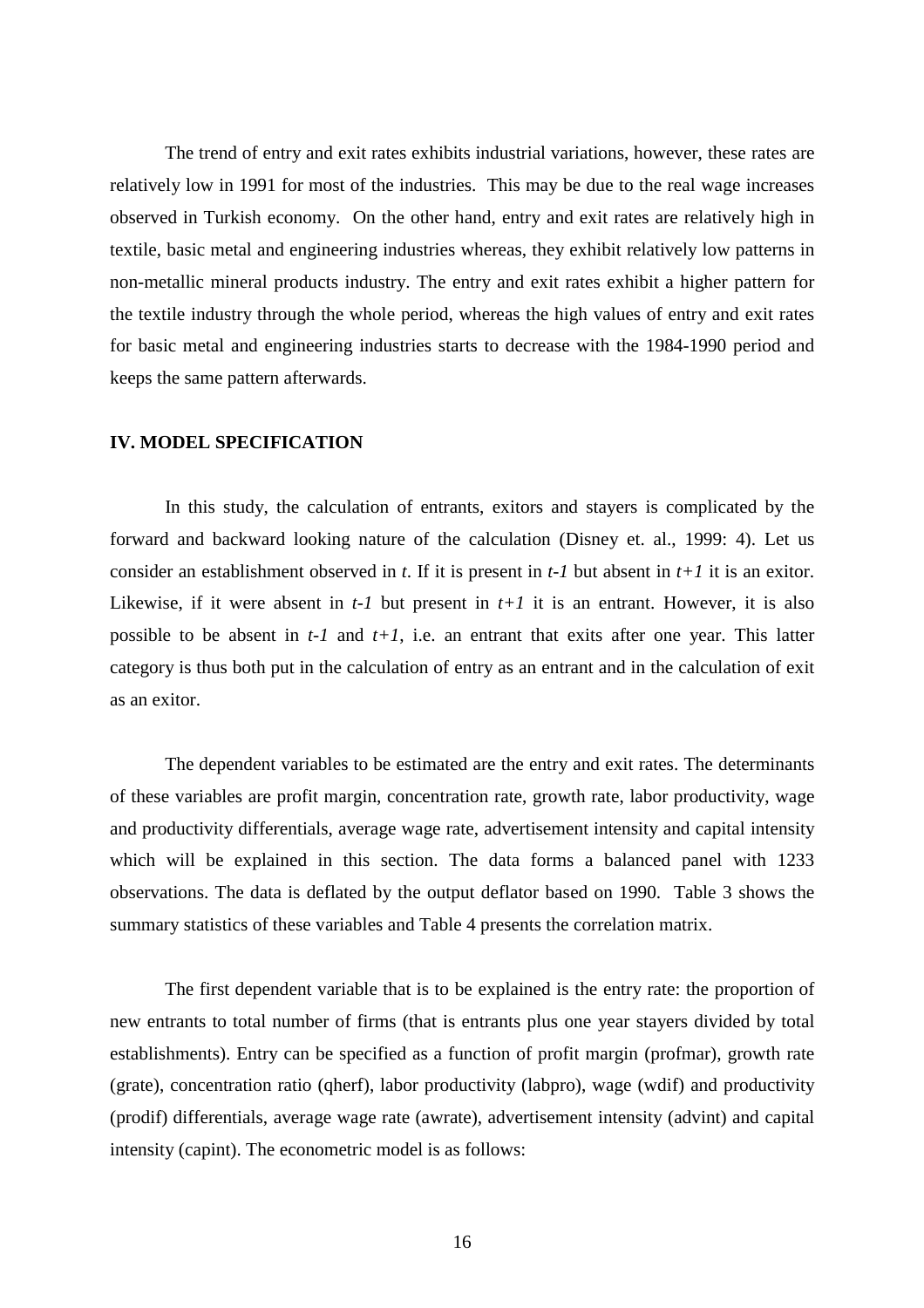The trend of entry and exit rates exhibits industrial variations, however, these rates are relatively low in 1991 for most of the industries. This may be due to the real wage increases observed in Turkish economy. On the other hand, entry and exit rates are relatively high in textile, basic metal and engineering industries whereas, they exhibit relatively low patterns in non-metallic mineral products industry. The entry and exit rates exhibit a higher pattern for the textile industry through the whole period, whereas the high values of entry and exit rates for basic metal and engineering industries starts to decrease with the 1984-1990 period and keeps the same pattern afterwards.

## IV. MODEL SPECIFICATION

In this study, the calculation of entrants, exitors and stayers is complicated by the forward and backward looking nature of the calculation (Disney et. al., 1999: 4). Let us consider an establishment observed in $t$. If it is present in $t-1$ but absent in $t+1$ it is an exitor. Likewise, if it were absent in $t-1$ but present in $t+1$ it is an entrant. However, it is also possible to be absent in $t-1$ and $t+1$, i.e. an entrant that exits after one year. This latter category is thus both put in the calculation of entry as an entrant and in the calculation of exit as an exitor.

The dependent variables to be estimated are the entry and exit rates. The determinants of these variables are profit margin, concentration rate, growth rate, labor productivity, wage and productivity differentials, average wage rate, advertisement intensity and capital intensity which will be explained in this section. The data forms a balanced panel with 1233 observations. The data is deflated by the output deflator based on 1990. Table 3 shows the summary statistics of these variables and Table 4 presents the correlation matrix.

The first dependent variable that is to be explained is the entry rate: the proportion of new entrants to total number of firms (that is entrants plus one year stayers divided by total establishments). Entry can be specified as a function of profit margin (profmar), growth rate (grate), concentration ratio (qherf), labor productivity (labpro), wage (wdif) and productivity (prodif) differentials, average wage rate (awrate), advertisement intensity (advint) and capital intensity (capint). The econometric model is as follows: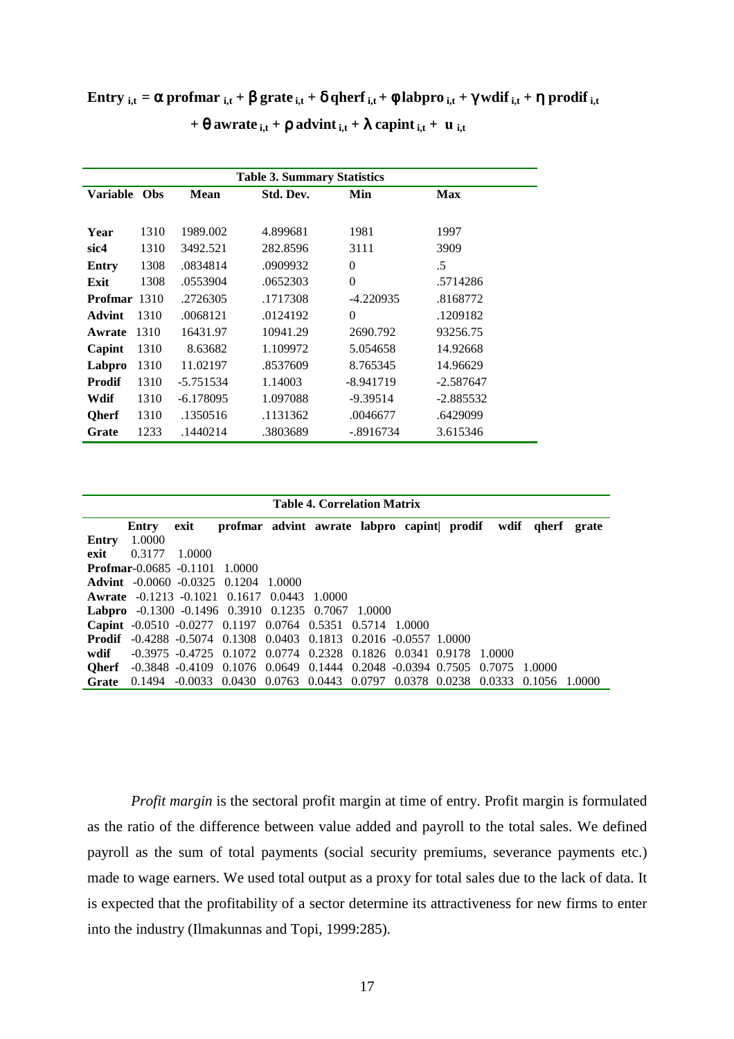$$\mathbf{Entry}_{i,t} = \alpha\, \mathbf{profmar}_{i,t} + \beta\, \mathbf{grate}_{i,t} + \delta\, \mathbf{qherf}_{i,t} + \phi\, \mathbf{labpro}_{i,t} + \gamma\, \mathbf{wdif}_{i,t} + \eta\, \mathbf{prodif}_{i,t} + \theta\, \mathbf{awrate}_{i,t} + \rho\, \mathbf{advint}_{i,t} + \lambda\, \mathbf{capint}_{i,t} + \mathbf{u}_{i,t}$$

**Table 3. Summary Statistics**

| Variable | Obs | Mean | Std. Dev. | Min | Max |
|---|---|---|---|---|---|
| **Year** | 1310 | 1989.002 | 4.899681 | 1981 | 1997 |
| **sic4** | 1310 | 3492.521 | 282.8596 | 3111 | 3909 |
| **Entry** | 1308 | .0834814 | .0909932 | 0 | .5 |
| **Exit** | 1308 | .0553904 | .0652303 | 0 | .5714286 |
| **Profmar** | 1310 | .2726305 | .1717308 | -4.220935 | .8168772 |
| **Advint** | 1310 | .0068121 | .0124192 | 0 | .1209182 |
| **Awrate** | 1310 | 16431.97 | 10941.29 | 2690.792 | 93256.75 |
| **Capint** | 1310 | 8.63682 | 1.109972 | 5.054658 | 14.92668 |
| **Labpro** | 1310 | 11.02197 | .8537609 | 8.765345 | 14.96629 |
| **Prodif** | 1310 | -5.751534 | 1.14003 | -8.941719 | -2.587647 |
| **Wdif** | 1310 | -6.178095 | 1.097088 | -9.39514 | -2.885532 |
| **Qherf** | 1310 | .1350516 | .1131362 | .0046677 | .6429099 |
| **Grate** | 1233 | .1440214 | .3803689 | -.8916734 | 3.615346 |

**Table 4. Correlation Matrix**

| | Entry | exit | profmar | advint | awrate | labpro | capint | prodif | wdif | qherf | grate |
|---|---|---|---|---|---|---|---|---|---|---|---|
| **Entry** | 1.0000 | | | | | | | | | | |
| **exit** | 0.3177 | 1.0000 | | | | | | | | | |
| **Profmar** | -0.0685 | -0.1101 | 1.0000 | | | | | | | | |
| **Advint** | -0.0060 | -0.0325 | 0.1204 | 1.0000 | | | | | | | |
| **Awrate** | -0.1213 | -0.1021 | 0.1617 | 0.0443 | 1.0000 | | | | | | |
| **Labpro** | -0.1300 | -0.1496 | 0.3910 | 0.1235 | 0.7067 | 1.0000 | | | | | |
| **Capint** | -0.0510 | -0.0277 | 0.1197 | 0.0764 | 0.5351 | 0.5714 | 1.0000 | | | | |
| **Prodif** | -0.4288 | -0.5074 | 0.1308 | 0.0403 | 0.1813 | 0.2016 | -0.0557 | 1.0000 | | | |
| **wdif** | -0.3975 | -0.4725 | 0.1072 | 0.0774 | 0.2328 | 0.1826 | 0.0341 | 0.9178 | 1.0000 | | |
| **Qherf** | -0.3848 | -0.4109 | 0.1076 | 0.0649 | 0.1444 | 0.2048 | -0.0394 | 0.7505 | 0.7075 | 1.0000 | |
| **Grate** | 0.1494 | -0.0033 | 0.0430 | 0.0763 | 0.0443 | 0.0797 | 0.0378 | 0.0238 | 0.0333 | 0.1056 | 1.0000 |

*Profit margin* is the sectoral profit margin at time of entry. Profit margin is formulated as the ratio of the difference between value added and payroll to the total sales. We defined payroll as the sum of total payments (social security premiums, severance payments etc.) made to wage earners. We used total output as a proxy for total sales due to the lack of data. It is expected that the profitability of a sector determine its attractiveness for new firms to enter into the industry (Ilmakunnas and Topi, 1999:285).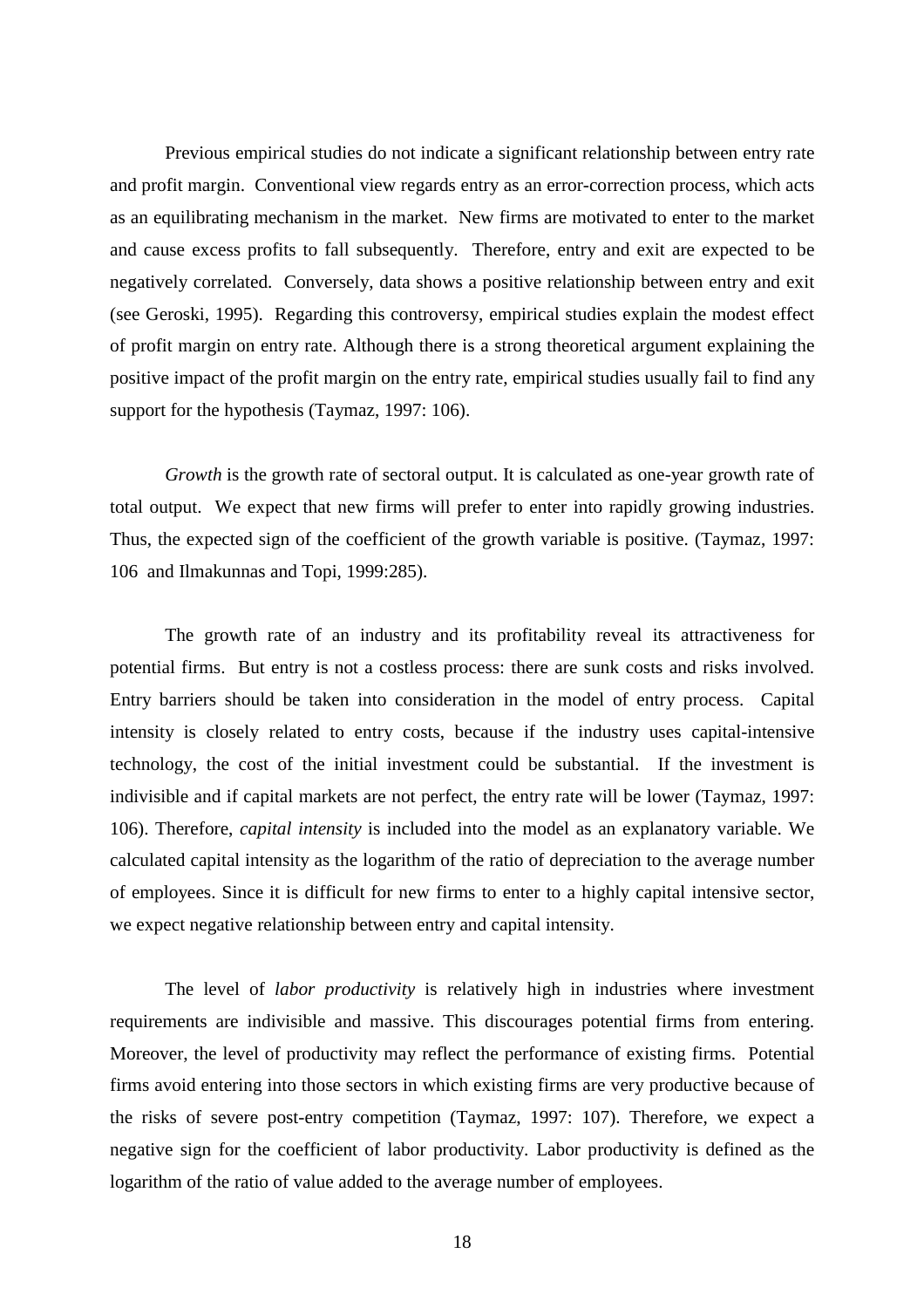Previous empirical studies do not indicate a significant relationship between entry rate and profit margin. Conventional view regards entry as an error-correction process, which acts as an equilibrating mechanism in the market. New firms are motivated to enter to the market and cause excess profits to fall subsequently. Therefore, entry and exit are expected to be negatively correlated. Conversely, data shows a positive relationship between entry and exit (see Geroski, 1995). Regarding this controversy, empirical studies explain the modest effect of profit margin on entry rate. Although there is a strong theoretical argument explaining the positive impact of the profit margin on the entry rate, empirical studies usually fail to find any support for the hypothesis (Taymaz, 1997: 106).

*Growth* is the growth rate of sectoral output. It is calculated as one-year growth rate of total output. We expect that new firms will prefer to enter into rapidly growing industries. Thus, the expected sign of the coefficient of the growth variable is positive. (Taymaz, 1997: 106 and Ilmakunnas and Topi, 1999:285).

The growth rate of an industry and its profitability reveal its attractiveness for potential firms. But entry is not a costless process: there are sunk costs and risks involved. Entry barriers should be taken into consideration in the model of entry process. Capital intensity is closely related to entry costs, because if the industry uses capital-intensive technology, the cost of the initial investment could be substantial. If the investment is indivisible and if capital markets are not perfect, the entry rate will be lower (Taymaz, 1997: 106). Therefore, *capital intensity* is included into the model as an explanatory variable. We calculated capital intensity as the logarithm of the ratio of depreciation to the average number of employees. Since it is difficult for new firms to enter to a highly capital intensive sector, we expect negative relationship between entry and capital intensity.

The level of *labor productivity* is relatively high in industries where investment requirements are indivisible and massive. This discourages potential firms from entering. Moreover, the level of productivity may reflect the performance of existing firms. Potential firms avoid entering into those sectors in which existing firms are very productive because of the risks of severe post-entry competition (Taymaz, 1997: 107). Therefore, we expect a negative sign for the coefficient of labor productivity. Labor productivity is defined as the logarithm of the ratio of value added to the average number of employees.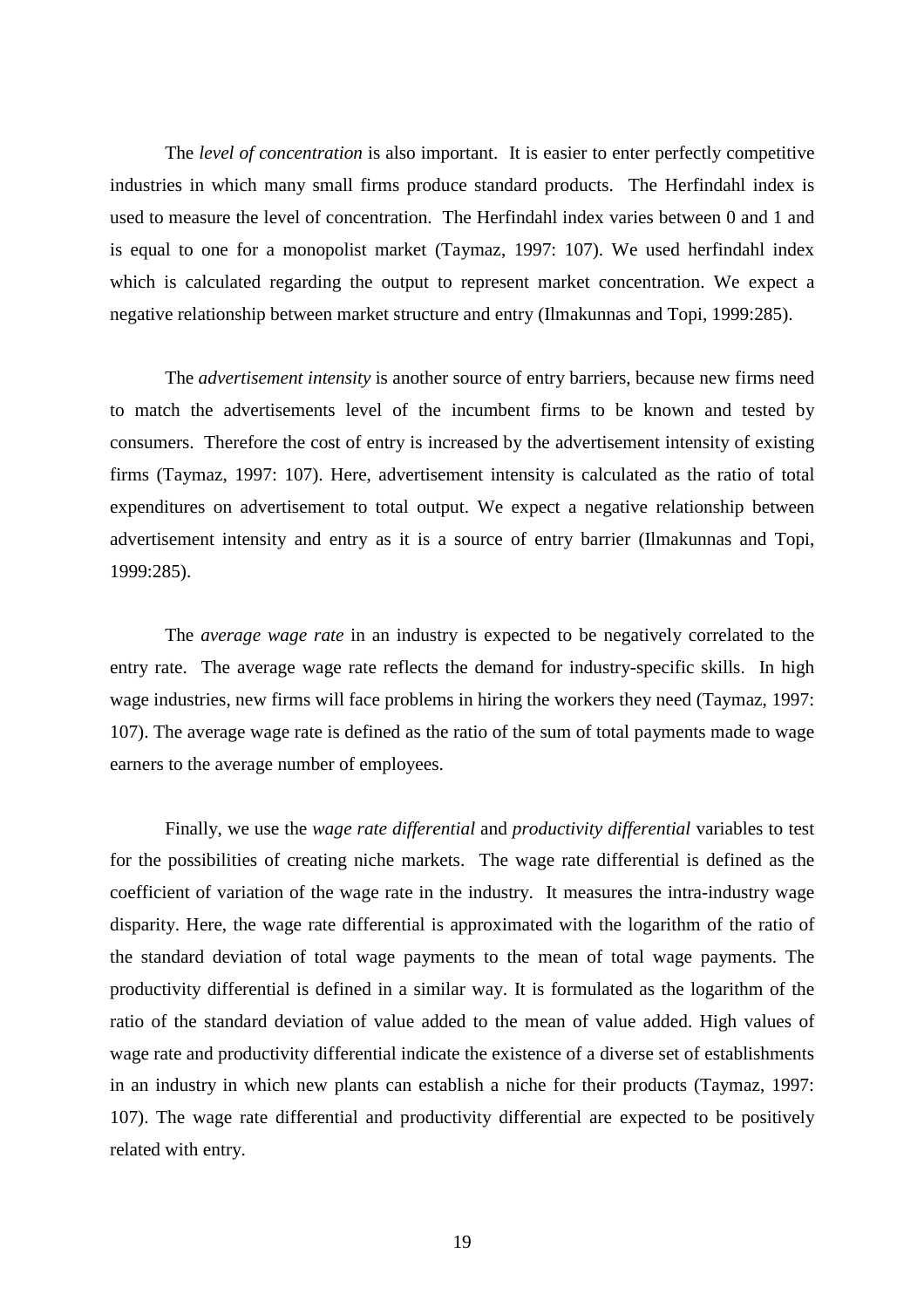The *level of concentration* is also important. It is easier to enter perfectly competitive industries in which many small firms produce standard products. The Herfindahl index is used to measure the level of concentration. The Herfindahl index varies between 0 and 1 and is equal to one for a monopolist market (Taymaz, 1997: 107). We used herfindahl index which is calculated regarding the output to represent market concentration. We expect a negative relationship between market structure and entry (Ilmakunnas and Topi, 1999:285).

The *advertisement intensity* is another source of entry barriers, because new firms need to match the advertisements level of the incumbent firms to be known and tested by consumers. Therefore the cost of entry is increased by the advertisement intensity of existing firms (Taymaz, 1997: 107). Here, advertisement intensity is calculated as the ratio of total expenditures on advertisement to total output. We expect a negative relationship between advertisement intensity and entry as it is a source of entry barrier (Ilmakunnas and Topi, 1999:285).

The *average wage rate* in an industry is expected to be negatively correlated to the entry rate. The average wage rate reflects the demand for industry-specific skills. In high wage industries, new firms will face problems in hiring the workers they need (Taymaz, 1997: 107). The average wage rate is defined as the ratio of the sum of total payments made to wage earners to the average number of employees.

Finally, we use the *wage rate differential* and *productivity differential* variables to test for the possibilities of creating niche markets. The wage rate differential is defined as the coefficient of variation of the wage rate in the industry. It measures the intra-industry wage disparity. Here, the wage rate differential is approximated with the logarithm of the ratio of the standard deviation of total wage payments to the mean of total wage payments. The productivity differential is defined in a similar way. It is formulated as the logarithm of the ratio of the standard deviation of value added to the mean of value added. High values of wage rate and productivity differential indicate the existence of a diverse set of establishments in an industry in which new plants can establish a niche for their products (Taymaz, 1997: 107). The wage rate differential and productivity differential are expected to be positively related with entry.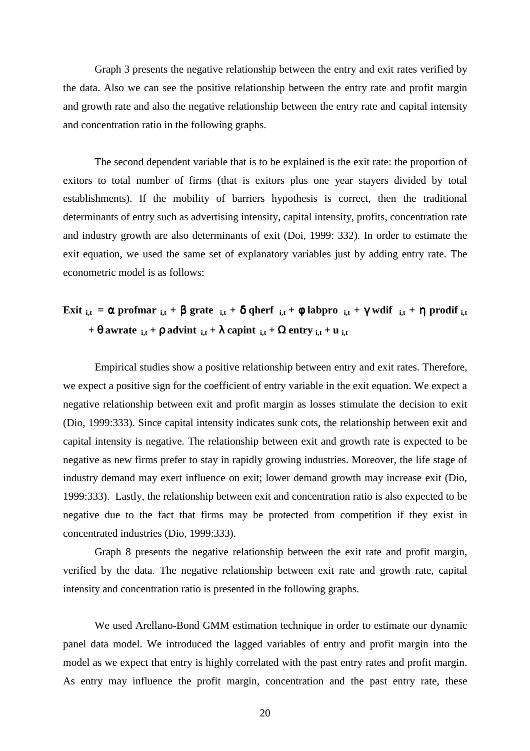Graph 3 presents the negative relationship between the entry and exit rates verified by the data. Also we can see the positive relationship between the entry rate and profit margin and growth rate and also the negative relationship between the entry rate and capital intensity and concentration ratio in the following graphs.

The second dependent variable that is to be explained is the exit rate: the proportion of exitors to total number of firms (that is exitors plus one year stayers divided by total establishments). If the mobility of barriers hypothesis is correct, then the traditional determinants of entry such as advertising intensity, capital intensity, profits, concentration rate and industry growth are also determinants of exit (Doi, 1999: 332). In order to estimate the exit equation, we used the same set of explanatory variables just by adding entry rate. The econometric model is as follows:

$$\mathbf{Exit}_{i,t} = \alpha\, \mathbf{profmar}_{i,t} + \beta\, \mathbf{grate}_{i,t} + \delta\, \mathbf{qherf}_{i,t} + \phi\, \mathbf{labpro}_{i,t} + \gamma\, \mathbf{wdif}_{i,t} + \eta\, \mathbf{prodif}_{i,t} + \theta\, \mathbf{awrate}_{i,t} + \rho\, \mathbf{advint}_{i,t} + \lambda\, \mathbf{capint}_{i,t} + \Omega\, \mathbf{entry}_{i,t} + \mathbf{u}_{i,t}$$

Empirical studies show a positive relationship between entry and exit rates. Therefore, we expect a positive sign for the coefficient of entry variable in the exit equation. We expect a negative relationship between exit and profit margin as losses stimulate the decision to exit (Dio, 1999:333). Since capital intensity indicates sunk cots, the relationship between exit and capital intensity is negative. The relationship between exit and growth rate is expected to be negative as new firms prefer to stay in rapidly growing industries. Moreover, the life stage of industry demand may exert influence on exit; lower demand growth may increase exit (Dio, 1999:333). Lastly, the relationship between exit and concentration ratio is also expected to be negative due to the fact that firms may be protected from competition if they exist in concentrated industries (Dio, 1999:333).

Graph 8 presents the negative relationship between the exit rate and profit margin, verified by the data. The negative relationship between exit rate and growth rate, capital intensity and concentration ratio is presented in the following graphs.

We used Arellano-Bond GMM estimation technique in order to estimate our dynamic panel data model. We introduced the lagged variables of entry and profit margin into the model as we expect that entry is highly correlated with the past entry rates and profit margin. As entry may influence the profit margin, concentration and the past entry rate, these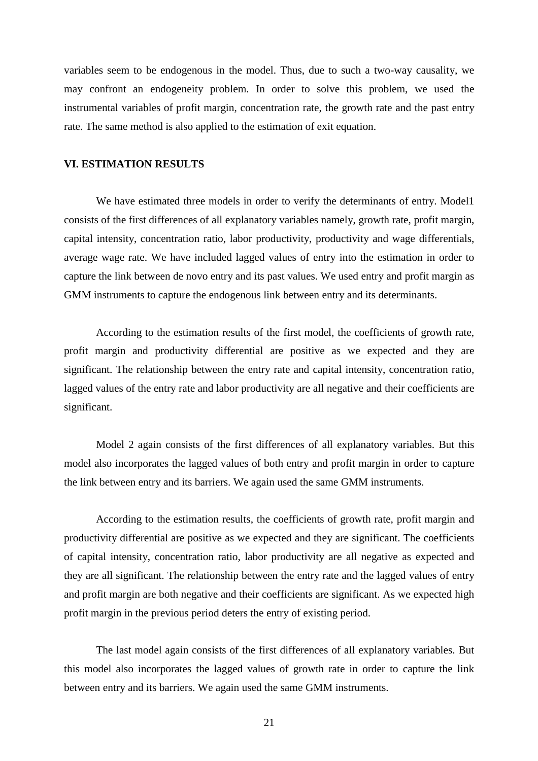variables seem to be endogenous in the model. Thus, due to such a two-way causality, we may confront an endogeneity problem. In order to solve this problem, we used the instrumental variables of profit margin, concentration rate, the growth rate and the past entry rate. The same method is also applied to the estimation of exit equation.

## VI. ESTIMATION RESULTS

We have estimated three models in order to verify the determinants of entry. Model1 consists of the first differences of all explanatory variables namely, growth rate, profit margin, capital intensity, concentration ratio, labor productivity, productivity and wage differentials, average wage rate. We have included lagged values of entry into the estimation in order to capture the link between de novo entry and its past values. We used entry and profit margin as GMM instruments to capture the endogenous link between entry and its determinants.

According to the estimation results of the first model, the coefficients of growth rate, profit margin and productivity differential are positive as we expected and they are significant. The relationship between the entry rate and capital intensity, concentration ratio, lagged values of the entry rate and labor productivity are all negative and their coefficients are significant.

Model 2 again consists of the first differences of all explanatory variables. But this model also incorporates the lagged values of both entry and profit margin in order to capture the link between entry and its barriers. We again used the same GMM instruments.

According to the estimation results, the coefficients of growth rate, profit margin and productivity differential are positive as we expected and they are significant. The coefficients of capital intensity, concentration ratio, labor productivity are all negative as expected and they are all significant. The relationship between the entry rate and the lagged values of entry and profit margin are both negative and their coefficients are significant. As we expected high profit margin in the previous period deters the entry of existing period.

The last model again consists of the first differences of all explanatory variables. But this model also incorporates the lagged values of growth rate in order to capture the link between entry and its barriers. We again used the same GMM instruments.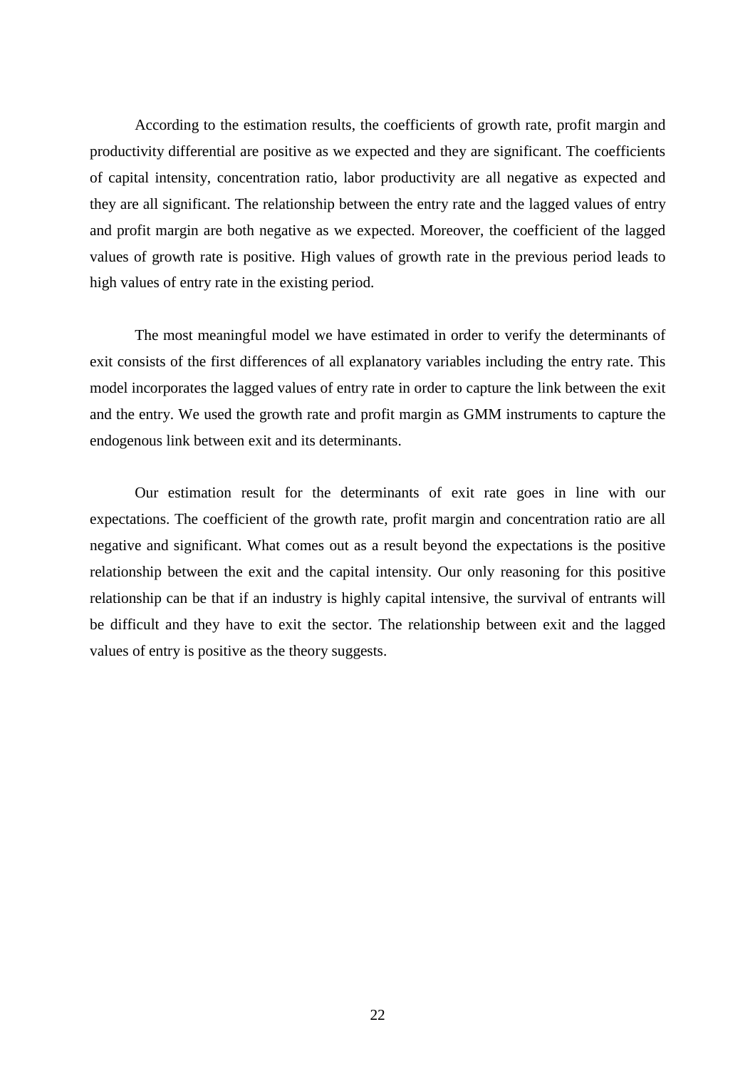According to the estimation results, the coefficients of growth rate, profit margin and productivity differential are positive as we expected and they are significant. The coefficients of capital intensity, concentration ratio, labor productivity are all negative as expected and they are all significant. The relationship between the entry rate and the lagged values of entry and profit margin are both negative as we expected. Moreover, the coefficient of the lagged values of growth rate is positive. High values of growth rate in the previous period leads to high values of entry rate in the existing period.

The most meaningful model we have estimated in order to verify the determinants of exit consists of the first differences of all explanatory variables including the entry rate. This model incorporates the lagged values of entry rate in order to capture the link between the exit and the entry. We used the growth rate and profit margin as GMM instruments to capture the endogenous link between exit and its determinants.

Our estimation result for the determinants of exit rate goes in line with our expectations. The coefficient of the growth rate, profit margin and concentration ratio are all negative and significant. What comes out as a result beyond the expectations is the positive relationship between the exit and the capital intensity. Our only reasoning for this positive relationship can be that if an industry is highly capital intensive, the survival of entrants will be difficult and they have to exit the sector. The relationship between exit and the lagged values of entry is positive as the theory suggests.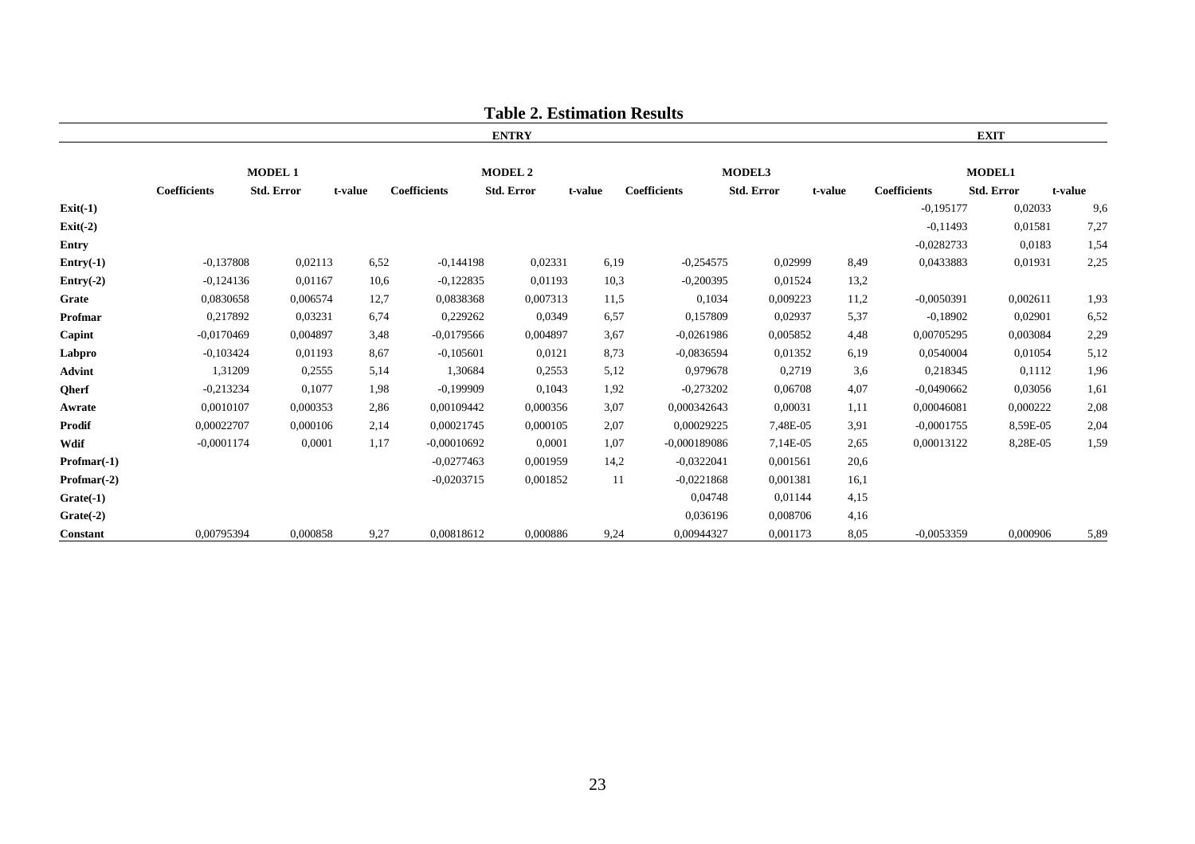**Table 2. Estimation Results**

| | ENTRY | | | | | | | | | EXIT | | |
|---|---|---|---|---|---|---|---|---|---|---|---|---|
| | MODEL 1 | | | MODEL 2 | | | MODEL3 | | | MODEL1 | | |
| | Coefficients | Std. Error | t-value | Coefficients | Std. Error | t-value | Coefficients | Std. Error | t-value | Coefficients | Std. Error | t-value |
| **Exit(-1)** | | | | | | | | | | -0,195177 | 0,02033 | 9,6 |
| **Exit(-2)** | | | | | | | | | | -0,11493 | 0,01581 | 7,27 |
| **Entry** | | | | | | | | | | -0,0282733 | 0,0183 | 1,54 |
| **Entry(-1)** | -0,137808 | 0,02113 | 6,52 | -0,144198 | 0,02331 | 6,19 | -0,254575 | 0,02999 | 8,49 | 0,0433883 | 0,01931 | 2,25 |
| **Entry(-2)** | -0,124136 | 0,01167 | 10,6 | -0,122835 | 0,01193 | 10,3 | -0,200395 | 0,01524 | 13,2 | | | |
| **Grate** | 0,0830658 | 0,006574 | 12,7 | 0,0838368 | 0,007313 | 11,5 | 0,1034 | 0,009223 | 11,2 | -0,0050391 | 0,002611 | 1,93 |
| **Profmar** | 0,217892 | 0,03231 | 6,74 | 0,229262 | 0,0349 | 6,57 | 0,157809 | 0,02937 | 5,37 | -0,18902 | 0,02901 | 6,52 |
| **Capint** | -0,0170469 | 0,004897 | 3,48 | -0,0179566 | 0,004897 | 3,67 | -0,0261986 | 0,005852 | 4,48 | 0,00705295 | 0,003084 | 2,29 |
| **Labpro** | -0,103424 | 0,01193 | 8,67 | -0,105601 | 0,0121 | 8,73 | -0,0836594 | 0,01352 | 6,19 | 0,0540004 | 0,01054 | 5,12 |
| **Advint** | 1,31209 | 0,2555 | 5,14 | 1,30684 | 0,2553 | 5,12 | 0,979678 | 0,2719 | 3,6 | 0,218345 | 0,1112 | 1,96 |
| **Qherf** | -0,213234 | 0,1077 | 1,98 | -0,199909 | 0,1043 | 1,92 | -0,273202 | 0,06708 | 4,07 | -0,0490662 | 0,03056 | 1,61 |
| **Awrate** | 0,0010107 | 0,000353 | 2,86 | 0,00109442 | 0,000356 | 3,07 | 0,000342643 | 0,00031 | 1,11 | 0,00046081 | 0,000222 | 2,08 |
| **Prodif** | 0,00022707 | 0,000106 | 2,14 | 0,00021745 | 0,000105 | 2,07 | 0,00029225 | 7,48E-05 | 3,91 | -0,0001755 | 8,59E-05 | 2,04 |
| **Wdif** | -0,0001174 | 0,0001 | 1,17 | -0,00010692 | 0,0001 | 1,07 | -0,000189086 | 7,14E-05 | 2,65 | 0,00013122 | 8,28E-05 | 1,59 |
| **Profmar(-1)** | | | | -0,0277463 | 0,001959 | 14,2 | -0,0322041 | 0,001561 | 20,6 | | | |
| **Profmar(-2)** | | | | -0,0203715 | 0,001852 | 11 | -0,0221868 | 0,001381 | 16,1 | | | |
| **Grate(-1)** | | | | | | | 0,04748 | 0,01144 | 4,15 | | | |
| **Grate(-2)** | | | | | | | 0,036196 | 0,008706 | 4,16 | | | |
| **Constant** | 0,00795394 | 0,000858 | 9,27 | 0,00818612 | 0,000886 | 9,24 | 0,00944327 | 0,001173 | 8,05 | -0,0053359 | 0,000906 | 5,89 |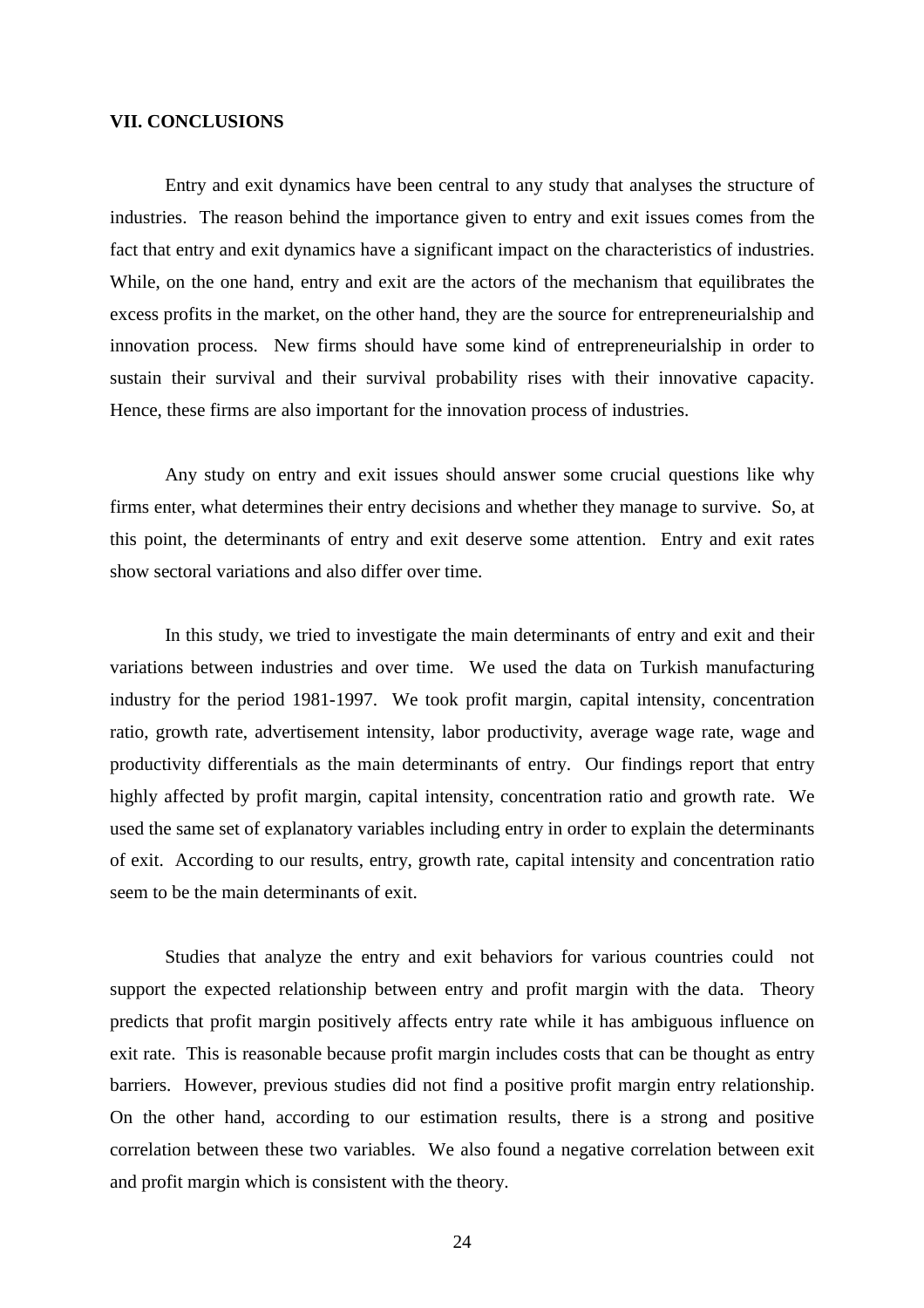## VII. CONCLUSIONS

Entry and exit dynamics have been central to any study that analyses the structure of industries. The reason behind the importance given to entry and exit issues comes from the fact that entry and exit dynamics have a significant impact on the characteristics of industries. While, on the one hand, entry and exit are the actors of the mechanism that equilibrates the excess profits in the market, on the other hand, they are the source for entrepreneurialship and innovation process. New firms should have some kind of entrepreneurialship in order to sustain their survival and their survival probability rises with their innovative capacity. Hence, these firms are also important for the innovation process of industries.

Any study on entry and exit issues should answer some crucial questions like why firms enter, what determines their entry decisions and whether they manage to survive. So, at this point, the determinants of entry and exit deserve some attention. Entry and exit rates show sectoral variations and also differ over time.

In this study, we tried to investigate the main determinants of entry and exit and their variations between industries and over time. We used the data on Turkish manufacturing industry for the period 1981-1997. We took profit margin, capital intensity, concentration ratio, growth rate, advertisement intensity, labor productivity, average wage rate, wage and productivity differentials as the main determinants of entry. Our findings report that entry highly affected by profit margin, capital intensity, concentration ratio and growth rate. We used the same set of explanatory variables including entry in order to explain the determinants of exit. According to our results, entry, growth rate, capital intensity and concentration ratio seem to be the main determinants of exit.

Studies that analyze the entry and exit behaviors for various countries could not support the expected relationship between entry and profit margin with the data. Theory predicts that profit margin positively affects entry rate while it has ambiguous influence on exit rate. This is reasonable because profit margin includes costs that can be thought as entry barriers. However, previous studies did not find a positive profit margin entry relationship. On the other hand, according to our estimation results, there is a strong and positive correlation between these two variables. We also found a negative correlation between exit and profit margin which is consistent with the theory.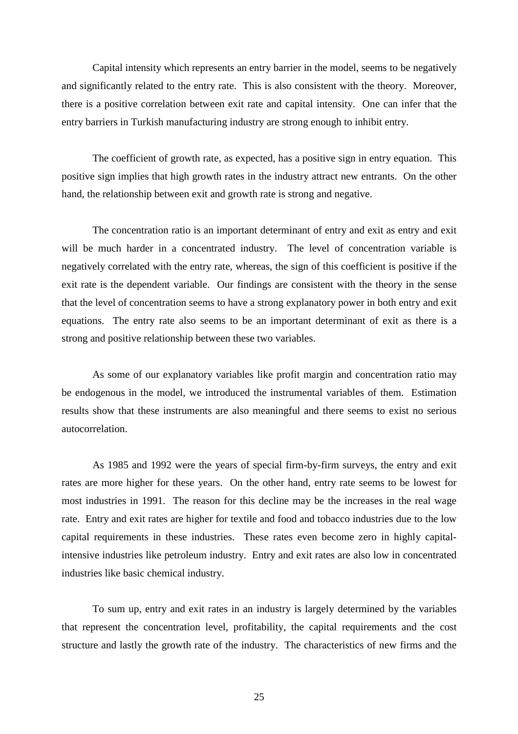Capital intensity which represents an entry barrier in the model, seems to be negatively and significantly related to the entry rate. This is also consistent with the theory. Moreover, there is a positive correlation between exit rate and capital intensity. One can infer that the entry barriers in Turkish manufacturing industry are strong enough to inhibit entry.

The coefficient of growth rate, as expected, has a positive sign in entry equation. This positive sign implies that high growth rates in the industry attract new entrants. On the other hand, the relationship between exit and growth rate is strong and negative.

The concentration ratio is an important determinant of entry and exit as entry and exit will be much harder in a concentrated industry. The level of concentration variable is negatively correlated with the entry rate, whereas, the sign of this coefficient is positive if the exit rate is the dependent variable. Our findings are consistent with the theory in the sense that the level of concentration seems to have a strong explanatory power in both entry and exit equations. The entry rate also seems to be an important determinant of exit as there is a strong and positive relationship between these two variables.

As some of our explanatory variables like profit margin and concentration ratio may be endogenous in the model, we introduced the instrumental variables of them. Estimation results show that these instruments are also meaningful and there seems to exist no serious autocorrelation.

As 1985 and 1992 were the years of special firm-by-firm surveys, the entry and exit rates are more higher for these years. On the other hand, entry rate seems to be lowest for most industries in 1991. The reason for this decline may be the increases in the real wage rate. Entry and exit rates are higher for textile and food and tobacco industries due to the low capital requirements in these industries. These rates even become zero in highly capital-intensive industries like petroleum industry. Entry and exit rates are also low in concentrated industries like basic chemical industry.

To sum up, entry and exit rates in an industry is largely determined by the variables that represent the concentration level, profitability, the capital requirements and the cost structure and lastly the growth rate of the industry. The characteristics of new firms and the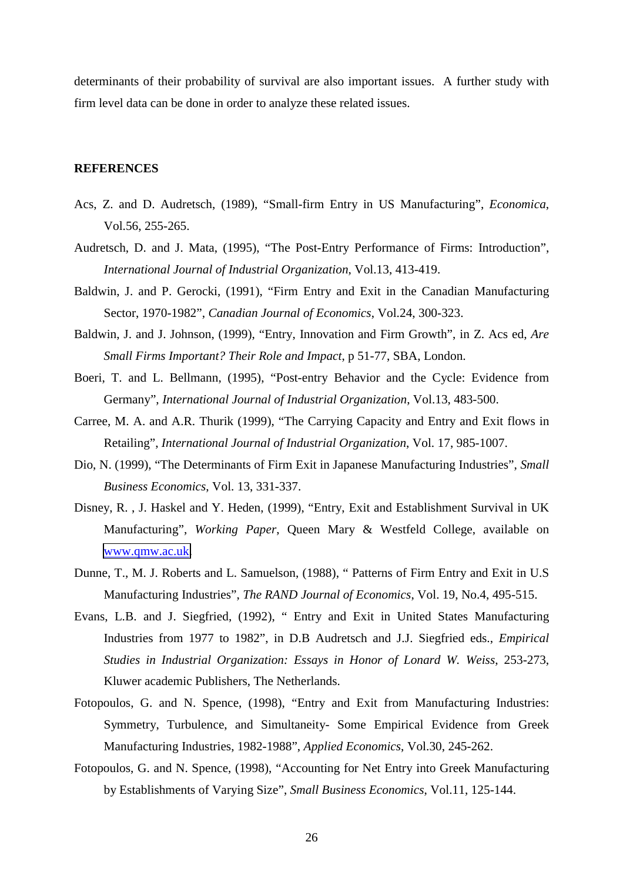determinants of their probability of survival are also important issues. A further study with firm level data can be done in order to analyze these related issues.

## REFERENCES

Acs, Z. and D. Audretsch, (1989), "Small-firm Entry in US Manufacturing", *Economica*, Vol.56, 255-265.

Audretsch, D. and J. Mata, (1995), "The Post-Entry Performance of Firms: Introduction", *International Journal of Industrial Organization*, Vol.13, 413-419.

Baldwin, J. and P. Gerocki, (1991), "Firm Entry and Exit in the Canadian Manufacturing Sector, 1970-1982", *Canadian Journal of Economics*, Vol.24, 300-323.

Baldwin, J. and J. Johnson, (1999), "Entry, Innovation and Firm Growth", in Z. Acs ed, *Are Small Firms Important? Their Role and Impact*, p 51-77, SBA, London.

Boeri, T. and L. Bellmann, (1995), "Post-entry Behavior and the Cycle: Evidence from Germany", *International Journal of Industrial Organization*, Vol.13, 483-500.

Carree, M. A. and A.R. Thurik (1999), "The Carrying Capacity and Entry and Exit flows in Retailing", *International Journal of Industrial Organization*, Vol. 17, 985-1007.

Dio, N. (1999), "The Determinants of Firm Exit in Japanese Manufacturing Industries", *Small Business Economics*, Vol. 13, 331-337.

Disney, R. , J. Haskel and Y. Heden, (1999), "Entry, Exit and Establishment Survival in UK Manufacturing", *Working Paper*, Queen Mary & Westfeld College, available on www.qmw.ac.uk.

Dunne, T., M. J. Roberts and L. Samuelson, (1988), " Patterns of Firm Entry and Exit in U.S Manufacturing Industries", *The RAND Journal of Economics*, Vol. 19, No.4, 495-515.

Evans, L.B. and J. Siegfried, (1992), " Entry and Exit in United States Manufacturing Industries from 1977 to 1982", in D.B Audretsch and J.J. Siegfried eds., *Empirical Studies in Industrial Organization: Essays in Honor of Lonard W. Weiss*, 253-273, Kluwer academic Publishers, The Netherlands.

Fotopoulos, G. and N. Spence, (1998), "Entry and Exit from Manufacturing Industries: Symmetry, Turbulence, and Simultaneity- Some Empirical Evidence from Greek Manufacturing Industries, 1982-1988", *Applied Economics*, Vol.30, 245-262.

Fotopoulos, G. and N. Spence, (1998), "Accounting for Net Entry into Greek Manufacturing by Establishments of Varying Size", *Small Business Economics*, Vol.11, 125-144.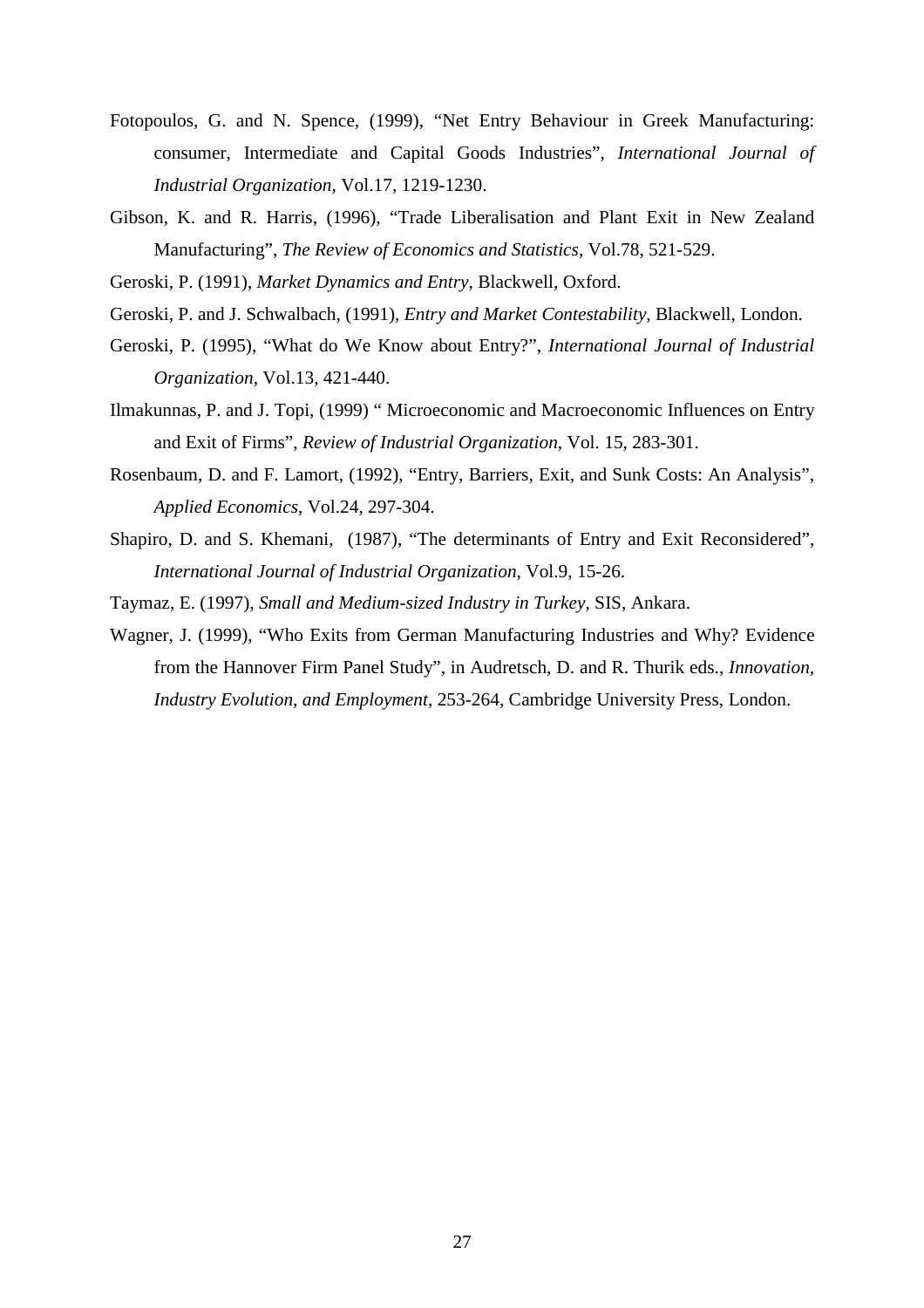Fotopoulos, G. and N. Spence, (1999), "Net Entry Behaviour in Greek Manufacturing: consumer, Intermediate and Capital Goods Industries", *International Journal of Industrial Organization*, Vol.17, 1219-1230.

Gibson, K. and R. Harris, (1996), "Trade Liberalisation and Plant Exit in New Zealand Manufacturing", *The Review of Economics and Statistics*, Vol.78, 521-529.

Geroski, P. (1991), *Market Dynamics and Entry*, Blackwell, Oxford.

Geroski, P. and J. Schwalbach, (1991), *Entry and Market Contestability*, Blackwell, London.

Geroski, P. (1995), "What do We Know about Entry?", *International Journal of Industrial Organization*, Vol.13, 421-440.

Ilmakunnas, P. and J. Topi, (1999) " Microeconomic and Macroeconomic Influences on Entry and Exit of Firms", *Review of Industrial Organization*, Vol. 15, 283-301.

Rosenbaum, D. and F. Lamort, (1992), "Entry, Barriers, Exit, and Sunk Costs: An Analysis", *Applied Economics*, Vol.24, 297-304.

Shapiro, D. and S. Khemani, (1987), "The determinants of Entry and Exit Reconsidered", *International Journal of Industrial Organization*, Vol.9, 15-26.

Taymaz, E. (1997), *Small and Medium-sized Industry in Turkey*, SIS, Ankara.

Wagner, J. (1999), "Who Exits from German Manufacturing Industries and Why? Evidence from the Hannover Firm Panel Study", in Audretsch, D. and R. Thurik eds., *Innovation, Industry Evolution, and Employment*, 253-264, Cambridge University Press, London.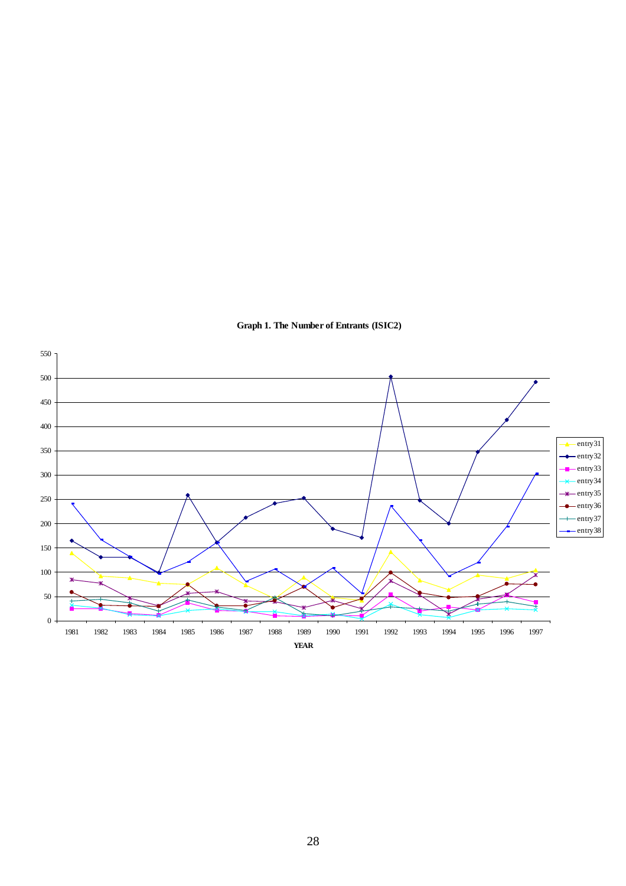**Graph 1. The Number of Entrants (ISIC2)**

550
500
450
400
350
300
250
200
150
100
50
0

1981 1982 1983 1984 1985 1986 1987 1988 1989 1990 1991 1992 1993 1994 1995 1996 1997

**YEAR**

entry31
entry32
entry33
entry34
entry35
entry36
entry37
entry38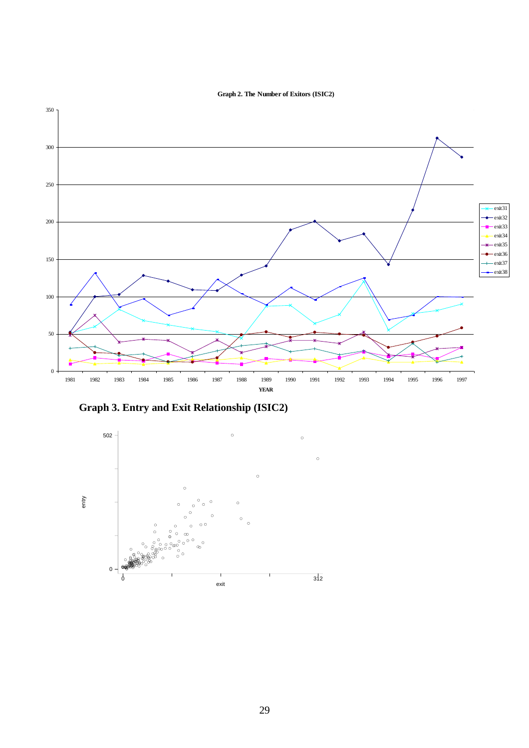**Graph 2. The Number of Exitors (ISIC2)**

**Graph 3. Entry and Exit Relationship (ISIC2)**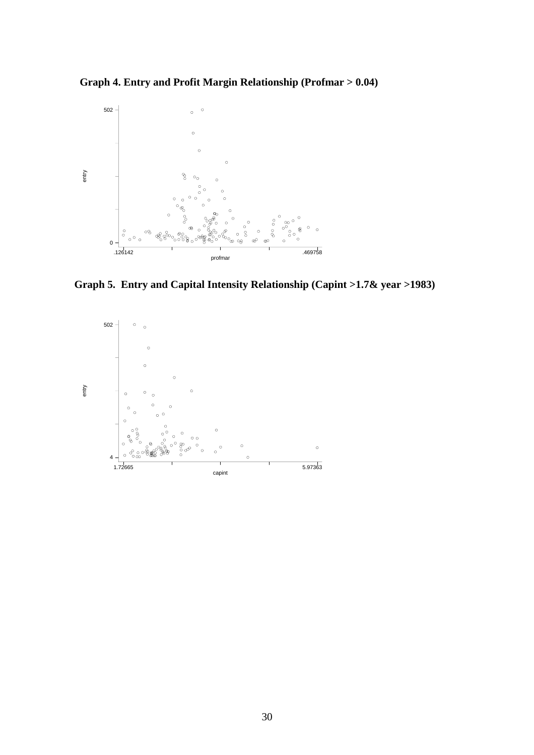**Graph 4. Entry and Profit Margin Relationship (Profmar > 0.04)**

**Graph 5. Entry and Capital Intensity Relationship (Capint >1.7& year >1983)**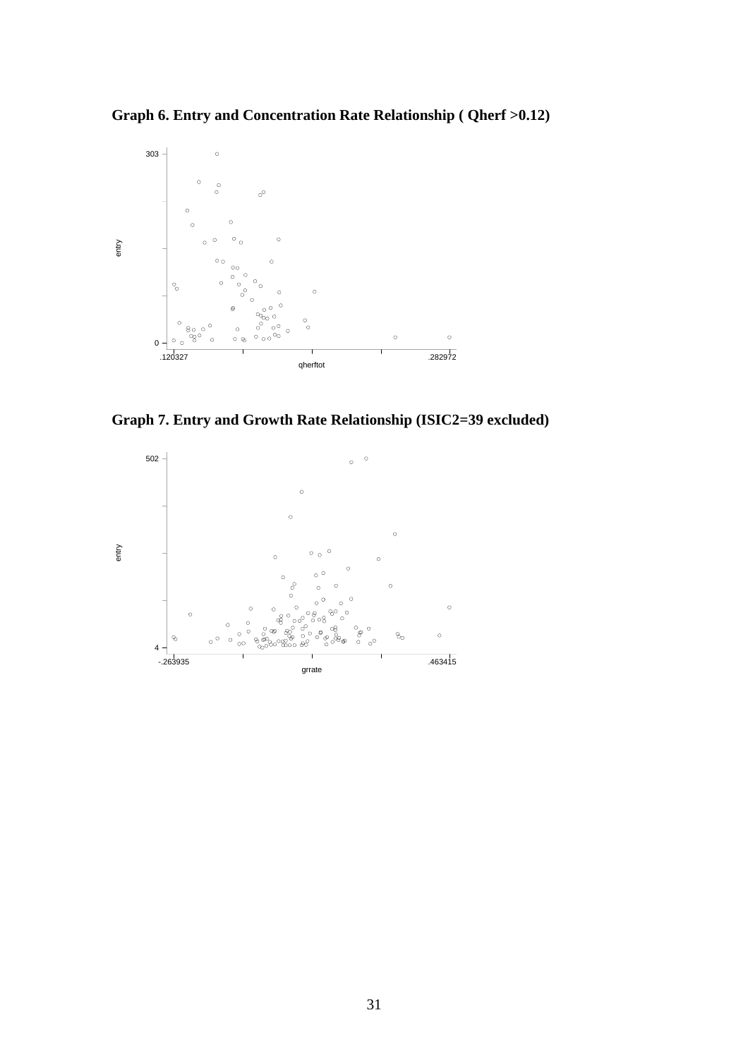**Graph 6. Entry and Concentration Rate Relationship ( Qherf >0.12)**

**Graph 7. Entry and Growth Rate Relationship (ISIC2=39 excluded)**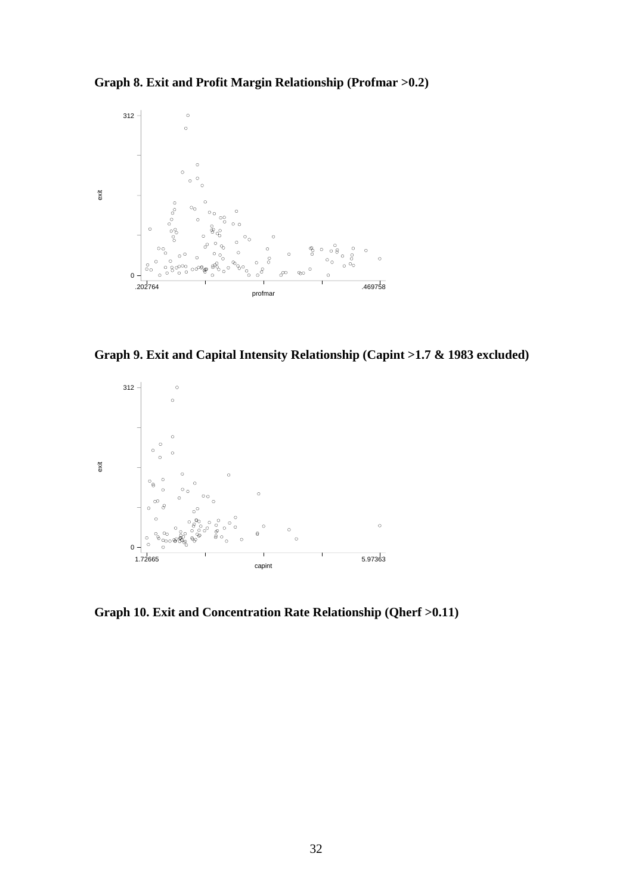**Graph 8. Exit and Profit Margin Relationship (Profmar >0.2)**

**Graph 9. Exit and Capital Intensity Relationship (Capint >1.7 & 1983 excluded)**

**Graph 10. Exit and Concentration Rate Relationship (Qherf >0.11)**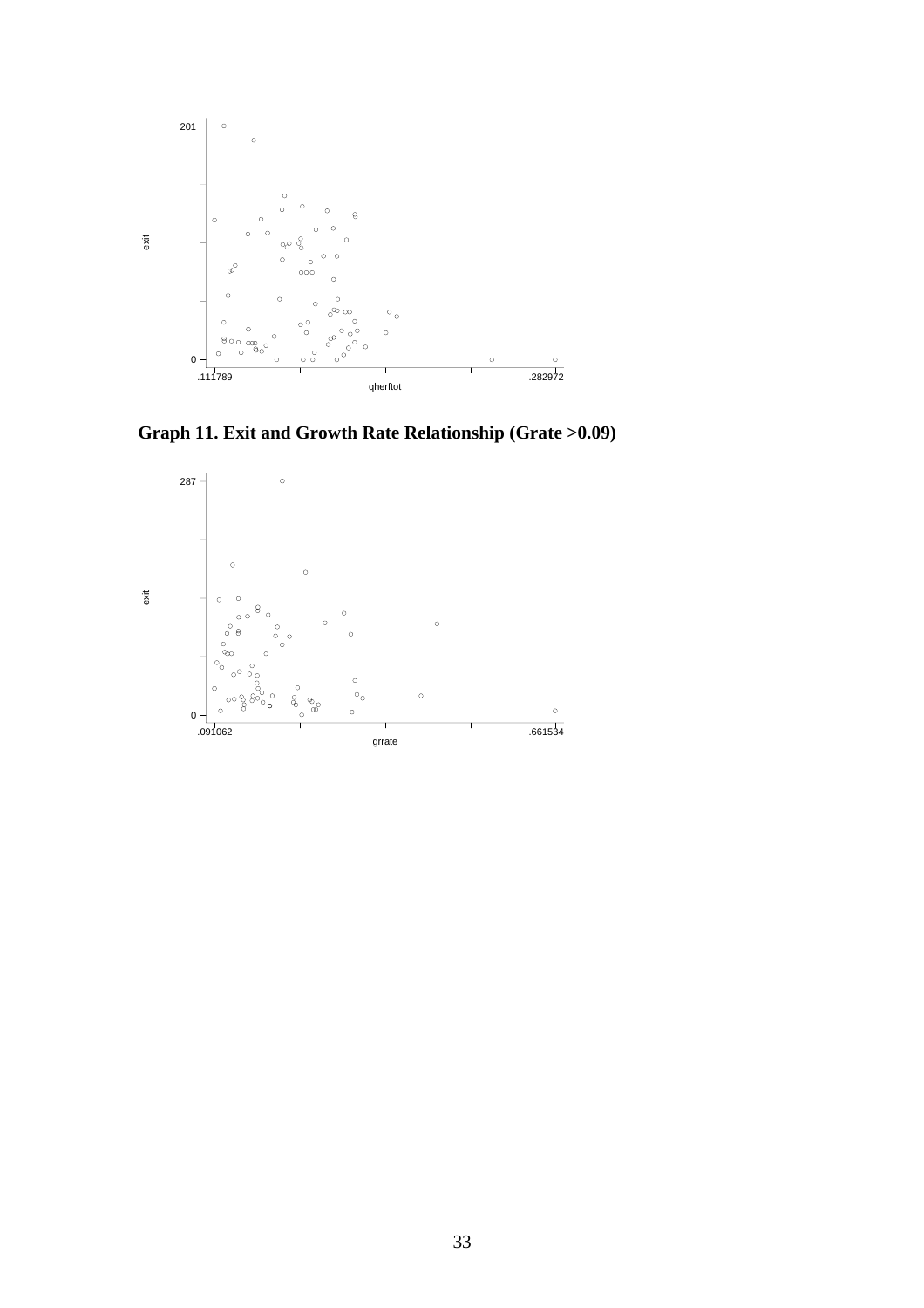201

0

exit

.111789

.282972

qherftot

**Graph 11. Exit and Growth Rate Relationship (Grate >0.09)**

287

0

exit

.091062

.661534

grrate